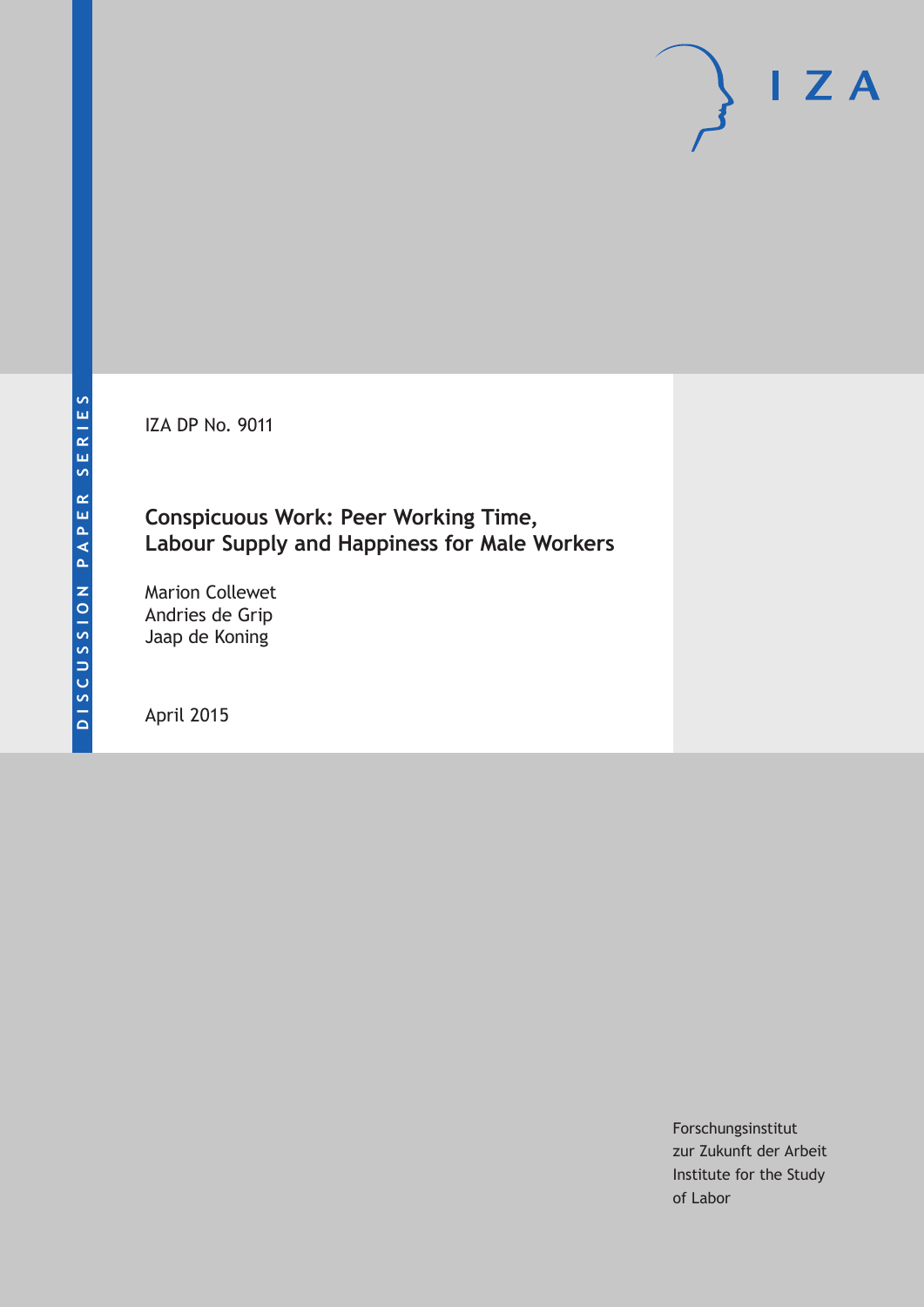DISCUSSION PAPER SERIES

IZA

IZA DP No. 9011

# Conspicuous Work: Peer Working Time, Labour Supply and Happiness for Male Workers

Marion Collewet
Andries de Grip
Jaap de Koning

April 2015

Forschungsinstitut
zur Zukunft der Arbeit
Institute for the Study
of Labor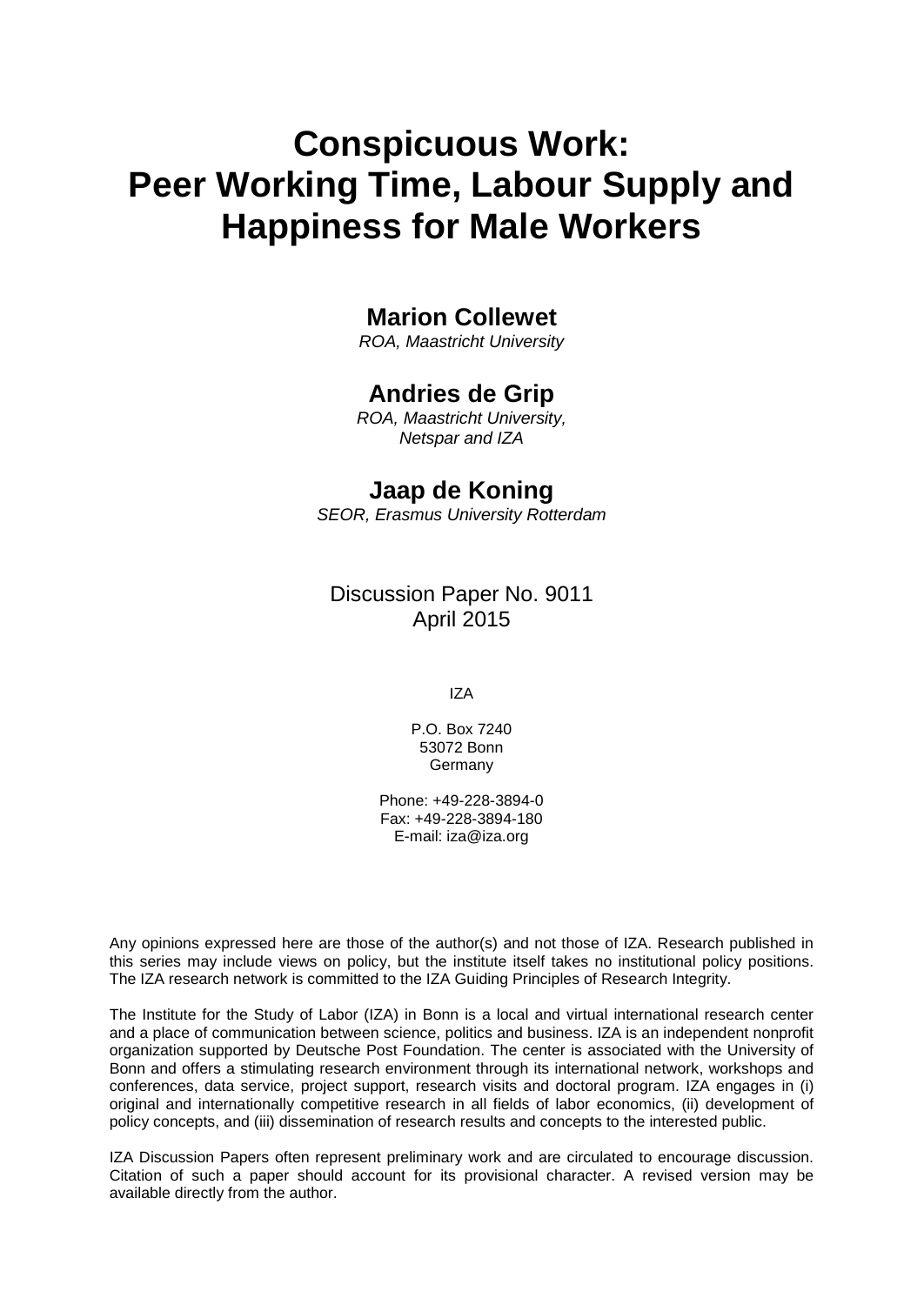# Conspicuous Work: Peer Working Time, Labour Supply and Happiness for Male Workers

## Marion Collewet

*ROA, Maastricht University*

## Andries de Grip

*ROA, Maastricht University, Netspar and IZA*

## Jaap de Koning

*SEOR, Erasmus University Rotterdam*

Discussion Paper No. 9011
April 2015

IZA

P.O. Box 7240
53072 Bonn
Germany

Phone: +49-228-3894-0
Fax: +49-228-3894-180
E-mail: iza@iza.org

Any opinions expressed here are those of the author(s) and not those of IZA. Research published in this series may include views on policy, but the institute itself takes no institutional policy positions. The IZA research network is committed to the IZA Guiding Principles of Research Integrity.

The Institute for the Study of Labor (IZA) in Bonn is a local and virtual international research center and a place of communication between science, politics and business. IZA is an independent nonprofit organization supported by Deutsche Post Foundation. The center is associated with the University of Bonn and offers a stimulating research environment through its international network, workshops and conferences, data service, project support, research visits and doctoral program. IZA engages in (i) original and internationally competitive research in all fields of labor economics, (ii) development of policy concepts, and (iii) dissemination of research results and concepts to the interested public.

IZA Discussion Papers often represent preliminary work and are circulated to encourage discussion. Citation of such a paper should account for its provisional character. A revised version may be available directly from the author.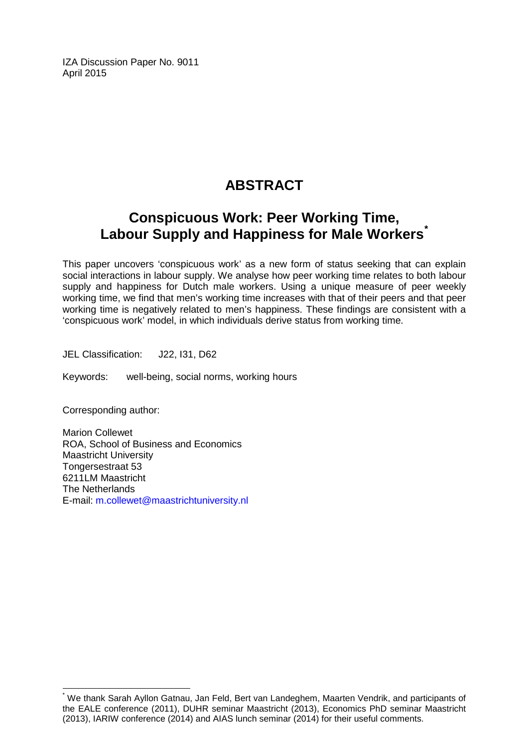IZA Discussion Paper No. 9011
April 2015

# ABSTRACT

## Conspicuous Work: Peer Working Time, Labour Supply and Happiness for Male Workers*

This paper uncovers 'conspicuous work' as a new form of status seeking that can explain social interactions in labour supply. We analyse how peer working time relates to both labour supply and happiness for Dutch male workers. Using a unique measure of peer weekly working time, we find that men's working time increases with that of their peers and that peer working time is negatively related to men's happiness. These findings are consistent with a 'conspicuous work' model, in which individuals derive status from working time.

JEL Classification: J22, I31, D62

Keywords: well-being, social norms, working hours

Corresponding author:

Marion Collewet
ROA, School of Business and Economics
Maastricht University
Tongersestraat 53
6211LM Maastricht
The Netherlands
E-mail: m.collewet@maastrichtuniversity.nl

* We thank Sarah Ayllon Gatnau, Jan Feld, Bert van Landeghem, Maarten Vendrik, and participants of the EALE conference (2011), DUHR seminar Maastricht (2013), Economics PhD seminar Maastricht (2013), IARIW conference (2014) and AIAS lunch seminar (2014) for their useful comments.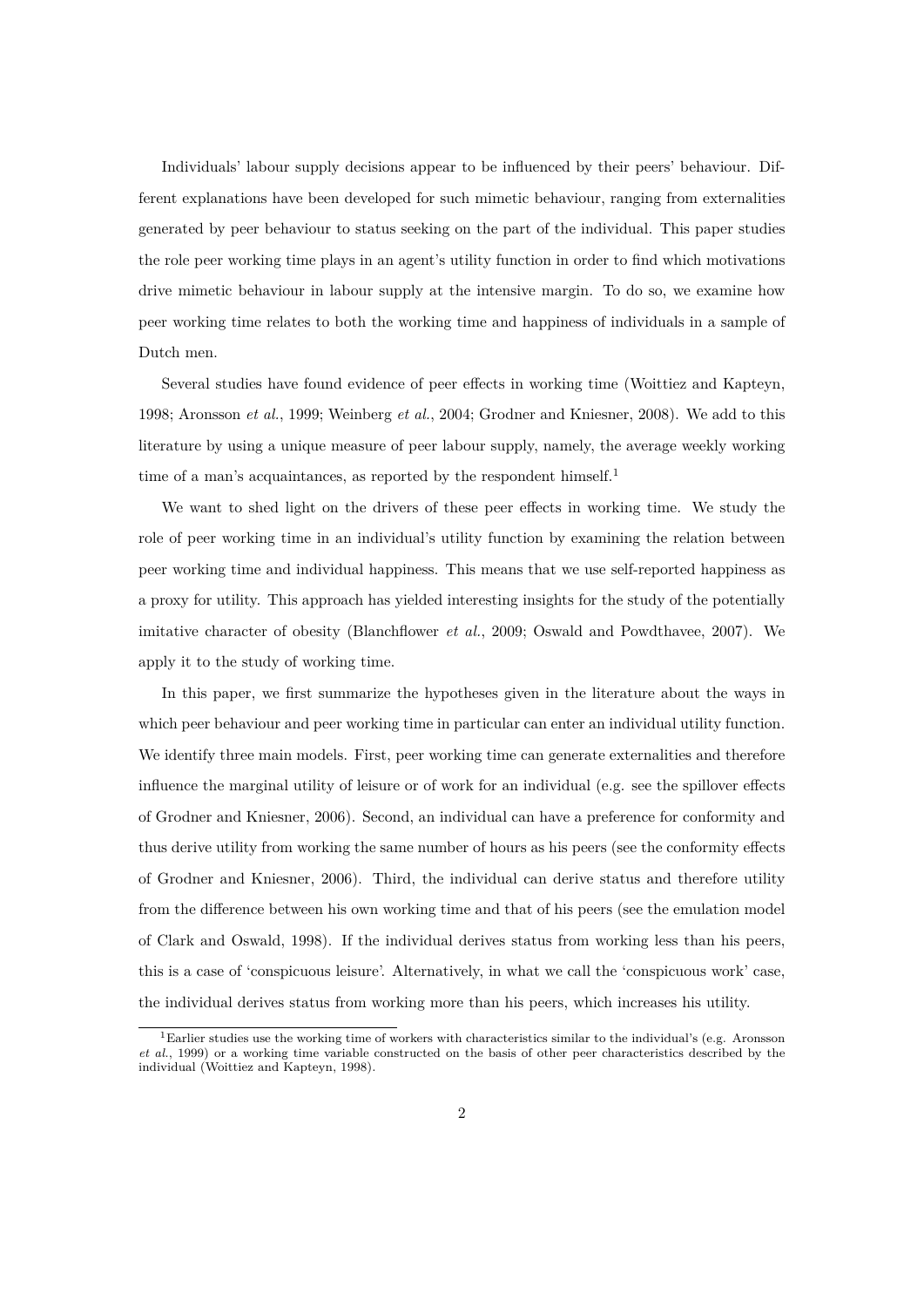Individuals' labour supply decisions appear to be influenced by their peers' behaviour. Different explanations have been developed for such mimetic behaviour, ranging from externalities generated by peer behaviour to status seeking on the part of the individual. This paper studies the role peer working time plays in an agent's utility function in order to find which motivations drive mimetic behaviour in labour supply at the intensive margin. To do so, we examine how peer working time relates to both the working time and happiness of individuals in a sample of Dutch men.

Several studies have found evidence of peer effects in working time (Woittiez and Kapteyn, 1998; Aronsson *et al.*, 1999; Weinberg *et al.*, 2004; Grodner and Kniesner, 2008). We add to this literature by using a unique measure of peer labour supply, namely, the average weekly working time of a man's acquaintances, as reported by the respondent himself.[1]

We want to shed light on the drivers of these peer effects in working time. We study the role of peer working time in an individual's utility function by examining the relation between peer working time and individual happiness. This means that we use self-reported happiness as a proxy for utility. This approach has yielded interesting insights for the study of the potentially imitative character of obesity (Blanchflower *et al.*, 2009; Oswald and Powdthavee, 2007). We apply it to the study of working time.

In this paper, we first summarize the hypotheses given in the literature about the ways in which peer behaviour and peer working time in particular can enter an individual utility function. We identify three main models. First, peer working time can generate externalities and therefore influence the marginal utility of leisure or of work for an individual (e.g. see the spillover effects of Grodner and Kniesner, 2006). Second, an individual can have a preference for conformity and thus derive utility from working the same number of hours as his peers (see the conformity effects of Grodner and Kniesner, 2006). Third, the individual can derive status and therefore utility from the difference between his own working time and that of his peers (see the emulation model of Clark and Oswald, 1998). If the individual derives status from working less than his peers, this is a case of 'conspicuous leisure'. Alternatively, in what we call the 'conspicuous work' case, the individual derives status from working more than his peers, which increases his utility.

[1] Earlier studies use the working time of workers with characteristics similar to the individual's (e.g. Aronsson *et al.*, 1999) or a working time variable constructed on the basis of other peer characteristics described by the individual (Woittiez and Kapteyn, 1998).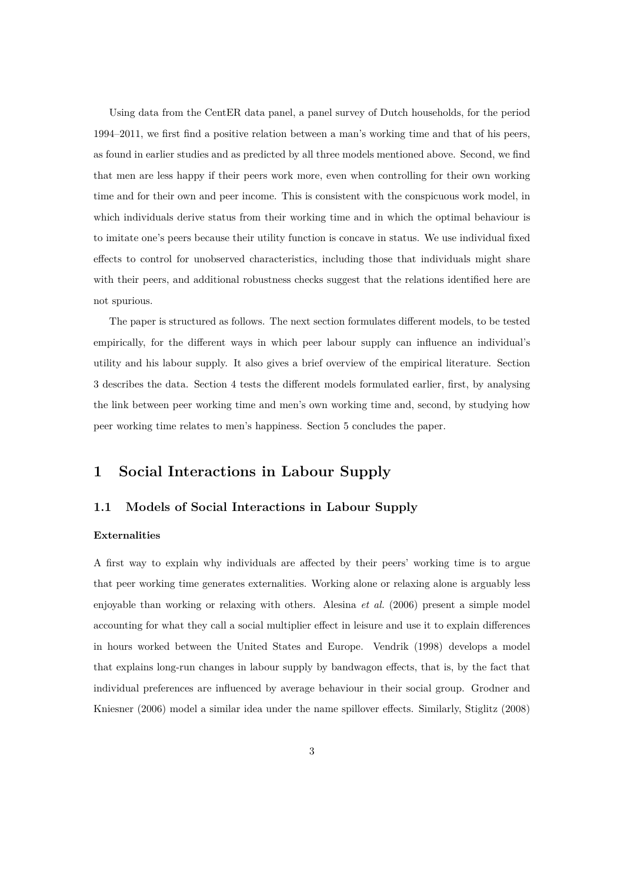Using data from the CentER data panel, a panel survey of Dutch households, for the period 1994–2011, we first find a positive relation between a man's working time and that of his peers, as found in earlier studies and as predicted by all three models mentioned above. Second, we find that men are less happy if their peers work more, even when controlling for their own working time and for their own and peer income. This is consistent with the conspicuous work model, in which individuals derive status from their working time and in which the optimal behaviour is to imitate one's peers because their utility function is concave in status. We use individual fixed effects to control for unobserved characteristics, including those that individuals might share with their peers, and additional robustness checks suggest that the relations identified here are not spurious.

The paper is structured as follows. The next section formulates different models, to be tested empirically, for the different ways in which peer labour supply can influence an individual's utility and his labour supply. It also gives a brief overview of the empirical literature. Section 3 describes the data. Section 4 tests the different models formulated earlier, first, by analysing the link between peer working time and men's own working time and, second, by studying how peer working time relates to men's happiness. Section 5 concludes the paper.

# 1 Social Interactions in Labour Supply

## 1.1 Models of Social Interactions in Labour Supply

**Externalities**

A first way to explain why individuals are affected by their peers' working time is to argue that peer working time generates externalities. Working alone or relaxing alone is arguably less enjoyable than working or relaxing with others. Alesina *et al.* (2006) present a simple model accounting for what they call a social multiplier effect in leisure and use it to explain differences in hours worked between the United States and Europe. Vendrik (1998) develops a model that explains long-run changes in labour supply by bandwagon effects, that is, by the fact that individual preferences are influenced by average behaviour in their social group. Grodner and Kniesner (2006) model a similar idea under the name spillover effects. Similarly, Stiglitz (2008)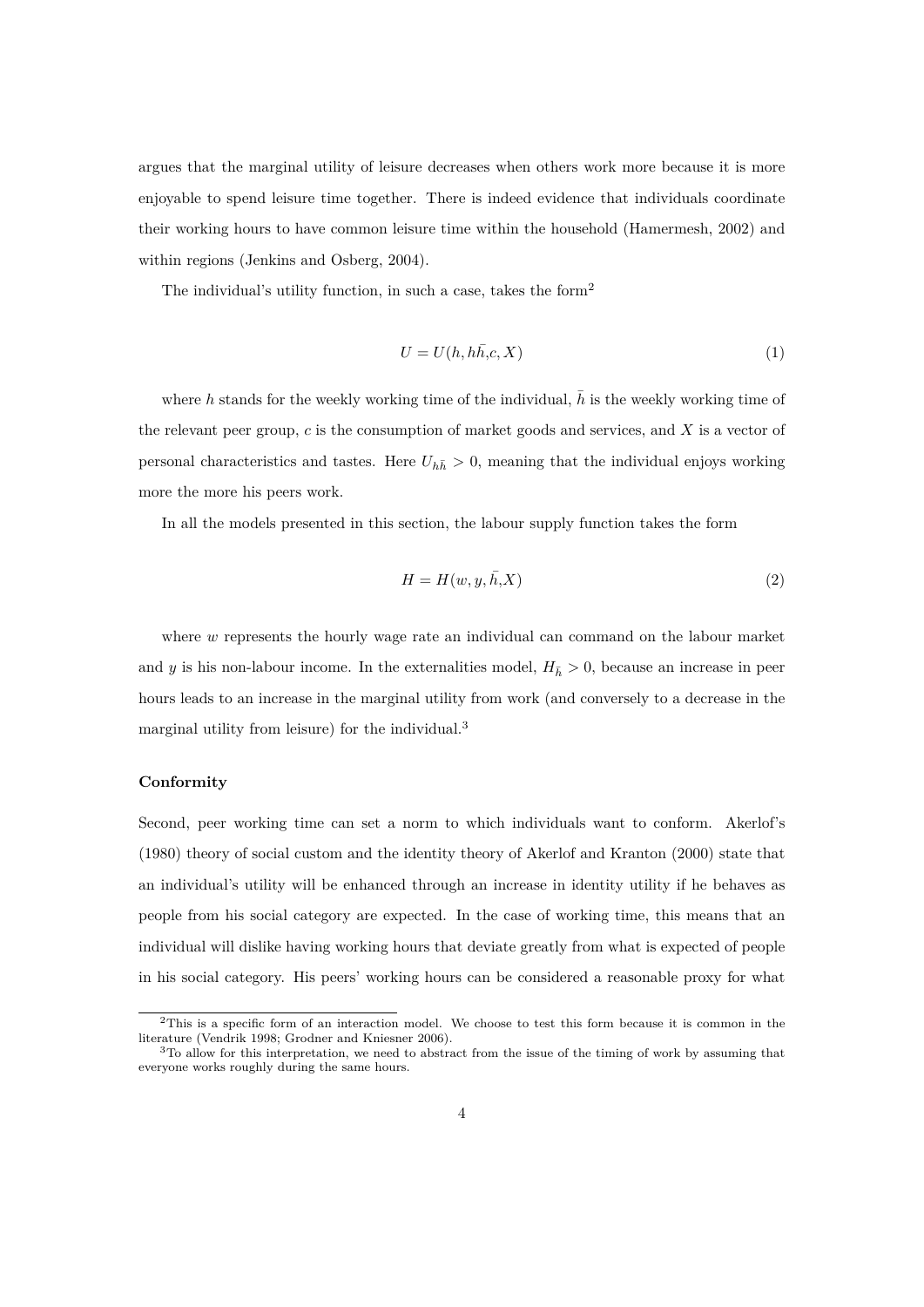argues that the marginal utility of leisure decreases when others work more because it is more enjoyable to spend leisure time together. There is indeed evidence that individuals coordinate their working hours to have common leisure time within the household (Hamermesh, 2002) and within regions (Jenkins and Osberg, 2004).

The individual's utility function, in such a case, takes the form[2]

$$U = U(h, h\bar{h}, c, X) \tag{1}$$

where $h$ stands for the weekly working time of the individual, $\bar{h}$ is the weekly working time of the relevant peer group, $c$ is the consumption of market goods and services, and $X$ is a vector of personal characteristics and tastes. Here $U_{h\bar{h}} > 0$, meaning that the individual enjoys working more the more his peers work.

In all the models presented in this section, the labour supply function takes the form

$$H = H(w, y, \bar{h}, X) \tag{2}$$

where $w$ represents the hourly wage rate an individual can command on the labour market and $y$ is his non-labour income. In the externalities model, $H_{\bar{h}} > 0$, because an increase in peer hours leads to an increase in the marginal utility from work (and conversely to a decrease in the marginal utility from leisure) for the individual.[3]

**Conformity**

Second, peer working time can set a norm to which individuals want to conform. Akerlof's (1980) theory of social custom and the identity theory of Akerlof and Kranton (2000) state that an individual's utility will be enhanced through an increase in identity utility if he behaves as people from his social category are expected. In the case of working time, this means that an individual will dislike having working hours that deviate greatly from what is expected of people in his social category. His peers' working hours can be considered a reasonable proxy for what

[2] This is a specific form of an interaction model. We choose to test this form because it is common in the literature (Vendrik 1998; Grodner and Kniesner 2006).

[3] To allow for this interpretation, we need to abstract from the issue of the timing of work by assuming that everyone works roughly during the same hours.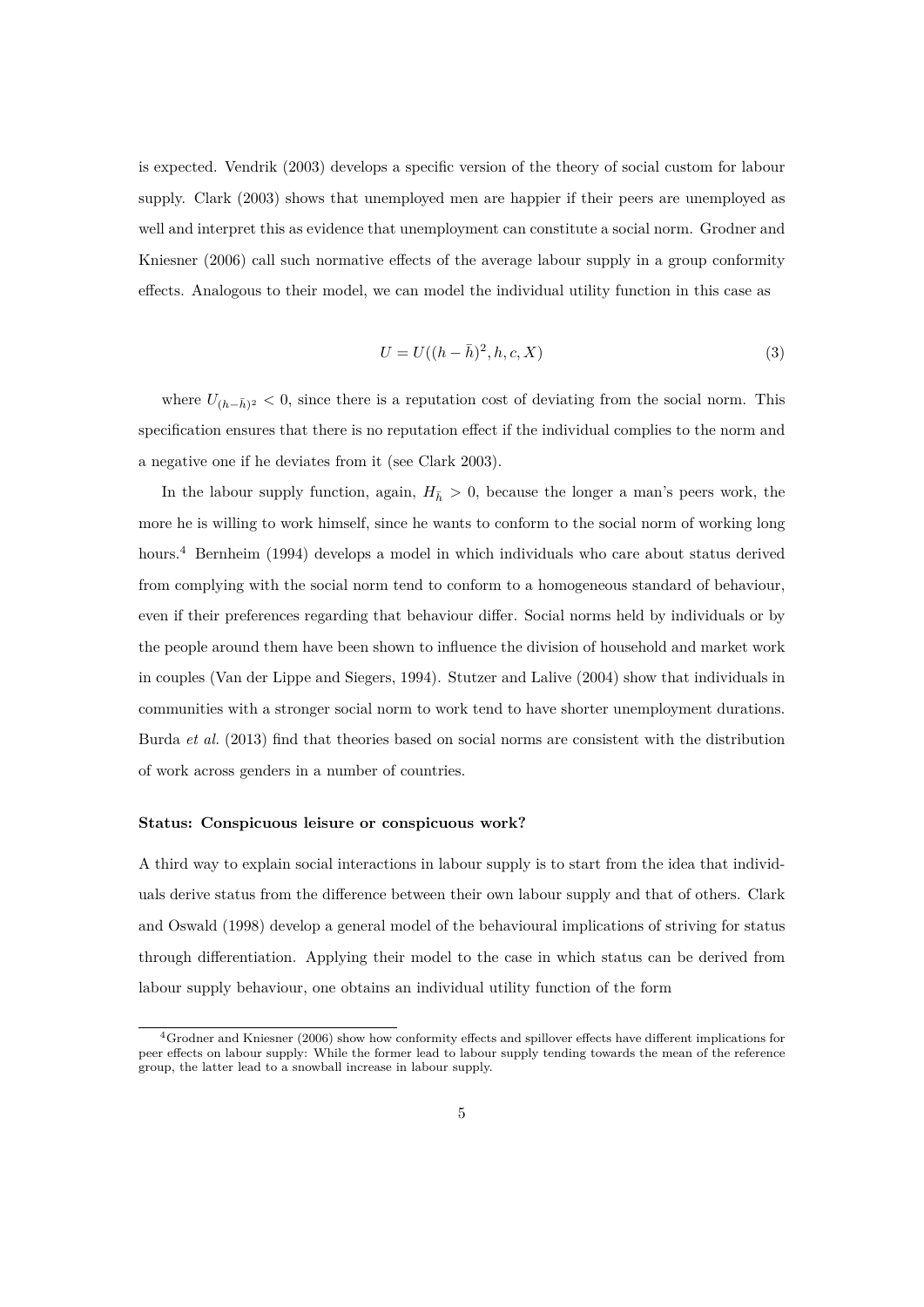is expected. Vendrik (2003) develops a specific version of the theory of social custom for labour supply. Clark (2003) shows that unemployed men are happier if their peers are unemployed as well and interpret this as evidence that unemployment can constitute a social norm. Grodner and Kniesner (2006) call such normative effects of the average labour supply in a group conformity effects. Analogous to their model, we can model the individual utility function in this case as

$$U = U((h - \bar{h})^2, h, c, X) \tag{3}$$

where $U_{(h-\bar{h})^2} < 0$, since there is a reputation cost of deviating from the social norm. This specification ensures that there is no reputation effect if the individual complies to the norm and a negative one if he deviates from it (see Clark 2003).

In the labour supply function, again, $H_{\bar{h}} > 0$, because the longer a man's peers work, the more he is willing to work himself, since he wants to conform to the social norm of working long hours.[4] Bernheim (1994) develops a model in which individuals who care about status derived from complying with the social norm tend to conform to a homogeneous standard of behaviour, even if their preferences regarding that behaviour differ. Social norms held by individuals or by the people around them have been shown to influence the division of household and market work in couples (Van der Lippe and Siegers, 1994). Stutzer and Lalive (2004) show that individuals in communities with a stronger social norm to work tend to have shorter unemployment durations. Burda *et al.* (2013) find that theories based on social norms are consistent with the distribution of work across genders in a number of countries.

**Status: Conspicuous leisure or conspicuous work?**

A third way to explain social interactions in labour supply is to start from the idea that individuals derive status from the difference between their own labour supply and that of others. Clark and Oswald (1998) develop a general model of the behavioural implications of striving for status through differentiation. Applying their model to the case in which status can be derived from labour supply behaviour, one obtains an individual utility function of the form

[4] Grodner and Kniesner (2006) show how conformity effects and spillover effects have different implications for peer effects on labour supply: While the former lead to labour supply tending towards the mean of the reference group, the latter lead to a snowball increase in labour supply.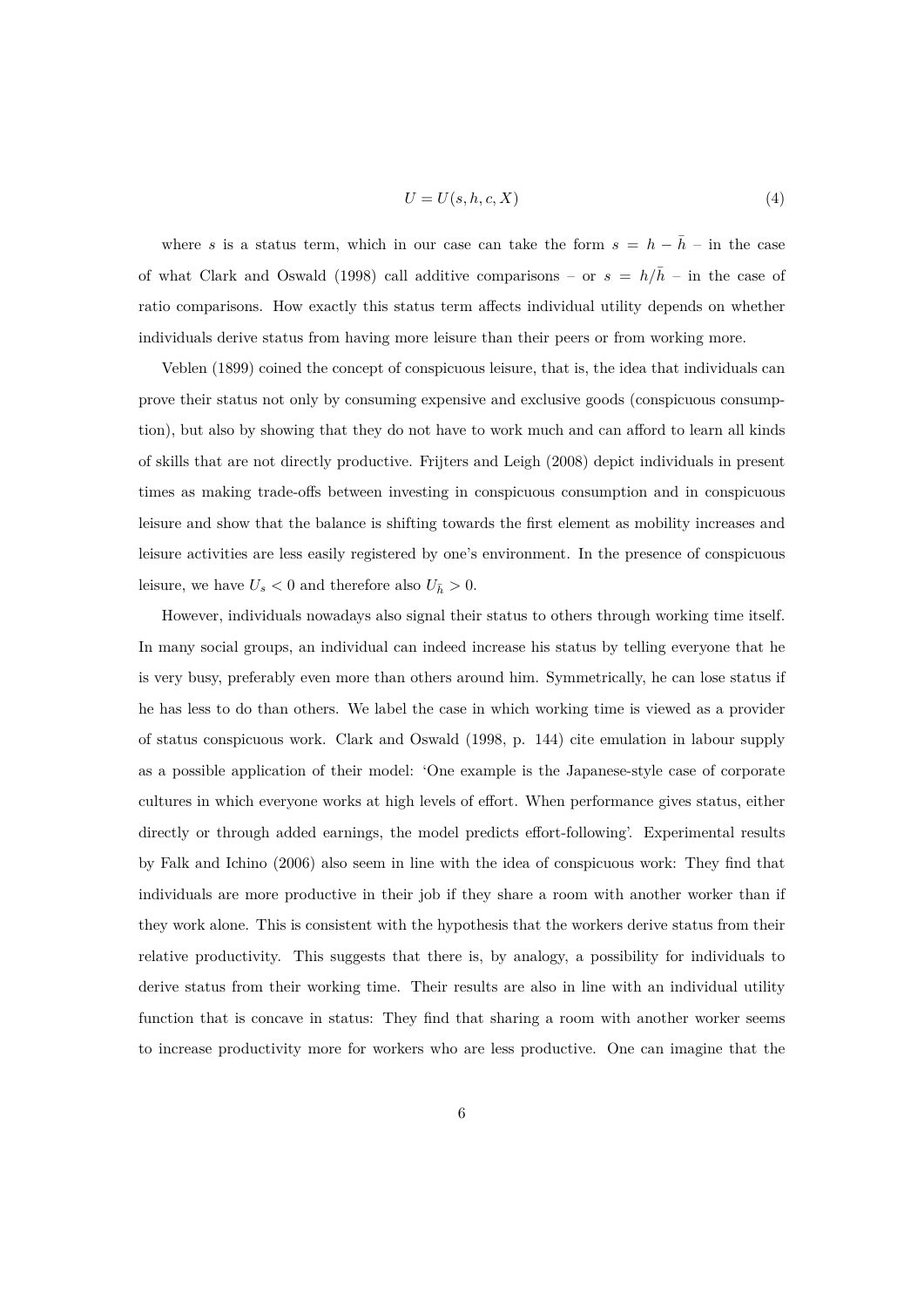$$U = U(s, h, c, X) \tag{4}$$

where $s$ is a status term, which in our case can take the form $s = h - \bar{h}$ – in the case of what Clark and Oswald (1998) call additive comparisons – or $s = h/\bar{h}$ – in the case of ratio comparisons. How exactly this status term affects individual utility depends on whether individuals derive status from having more leisure than their peers or from working more.

Veblen (1899) coined the concept of conspicuous leisure, that is, the idea that individuals can prove their status not only by consuming expensive and exclusive goods (conspicuous consumption), but also by showing that they do not have to work much and can afford to learn all kinds of skills that are not directly productive. Frijters and Leigh (2008) depict individuals in present times as making trade-offs between investing in conspicuous consumption and in conspicuous leisure and show that the balance is shifting towards the first element as mobility increases and leisure activities are less easily registered by one's environment. In the presence of conspicuous leisure, we have $U_s < 0$ and therefore also $U_{\bar{h}} > 0$.

However, individuals nowadays also signal their status to others through working time itself. In many social groups, an individual can indeed increase his status by telling everyone that he is very busy, preferably even more than others around him. Symmetrically, he can lose status if he has less to do than others. We label the case in which working time is viewed as a provider of status conspicuous work. Clark and Oswald (1998, p. 144) cite emulation in labour supply as a possible application of their model: 'One example is the Japanese-style case of corporate cultures in which everyone works at high levels of effort. When performance gives status, either directly or through added earnings, the model predicts effort-following'. Experimental results by Falk and Ichino (2006) also seem in line with the idea of conspicuous work: They find that individuals are more productive in their job if they share a room with another worker than if they work alone. This is consistent with the hypothesis that the workers derive status from their relative productivity. This suggests that there is, by analogy, a possibility for individuals to derive status from their working time. Their results are also in line with an individual utility function that is concave in status: They find that sharing a room with another worker seems to increase productivity more for workers who are less productive. One can imagine that the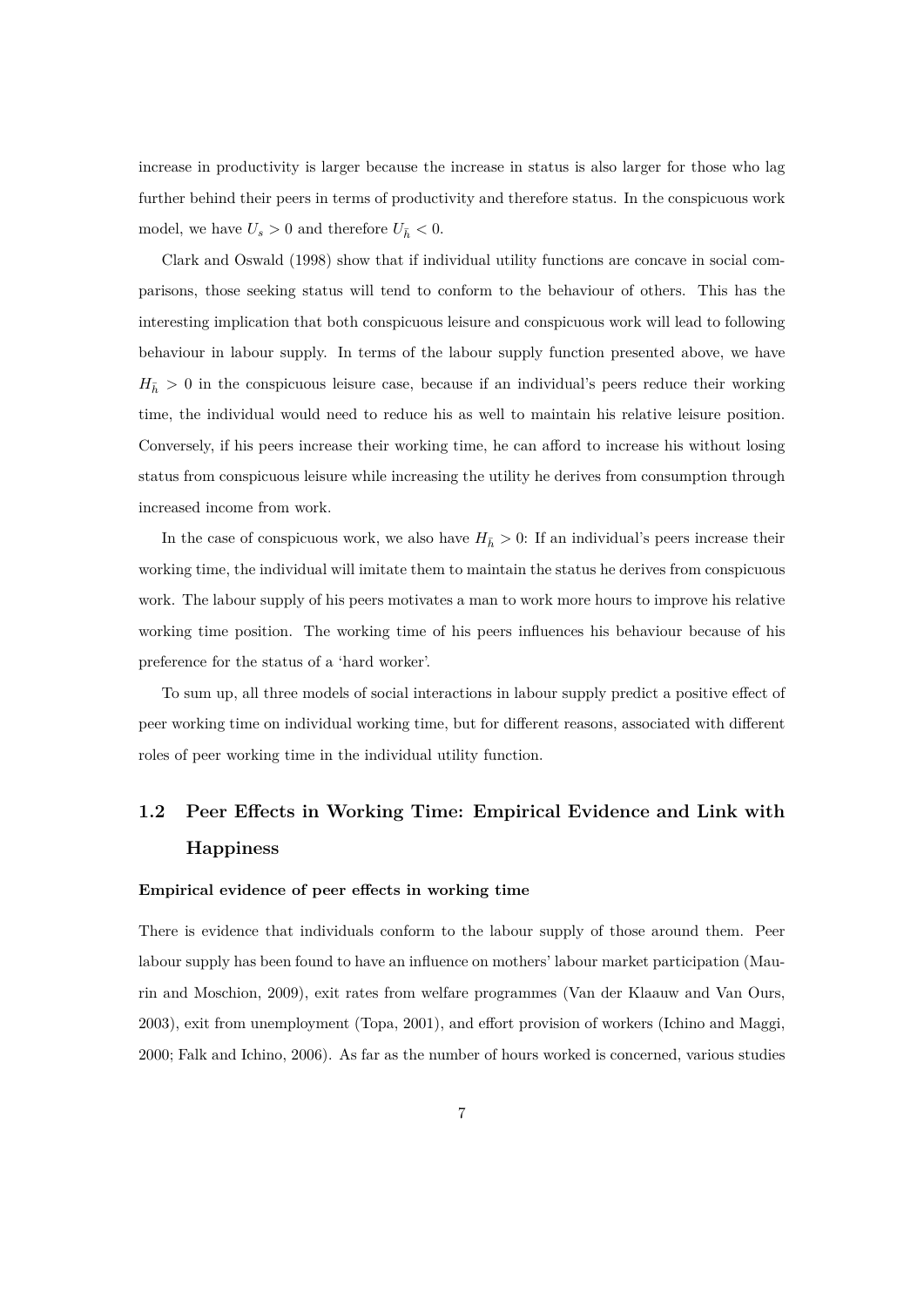increase in productivity is larger because the increase in status is also larger for those who lag further behind their peers in terms of productivity and therefore status. In the conspicuous work model, we have $U_s > 0$ and therefore $U_{\bar{h}} < 0$.

Clark and Oswald (1998) show that if individual utility functions are concave in social comparisons, those seeking status will tend to conform to the behaviour of others. This has the interesting implication that both conspicuous leisure and conspicuous work will lead to following behaviour in labour supply. In terms of the labour supply function presented above, we have $H_{\bar{h}} > 0$ in the conspicuous leisure case, because if an individual's peers reduce their working time, the individual would need to reduce his as well to maintain his relative leisure position. Conversely, if his peers increase their working time, he can afford to increase his without losing status from conspicuous leisure while increasing the utility he derives from consumption through increased income from work.

In the case of conspicuous work, we also have $H_{\bar{h}} > 0$: If an individual's peers increase their working time, the individual will imitate them to maintain the status he derives from conspicuous work. The labour supply of his peers motivates a man to work more hours to improve his relative working time position. The working time of his peers influences his behaviour because of his preference for the status of a 'hard worker'.

To sum up, all three models of social interactions in labour supply predict a positive effect of peer working time on individual working time, but for different reasons, associated with different roles of peer working time in the individual utility function.

## 1.2 Peer Effects in Working Time: Empirical Evidence and Link with Happiness

**Empirical evidence of peer effects in working time**

There is evidence that individuals conform to the labour supply of those around them. Peer labour supply has been found to have an influence on mothers' labour market participation (Maurin and Moschion, 2009), exit rates from welfare programmes (Van der Klaauw and Van Ours, 2003), exit from unemployment (Topa, 2001), and effort provision of workers (Ichino and Maggi, 2000; Falk and Ichino, 2006). As far as the number of hours worked is concerned, various studies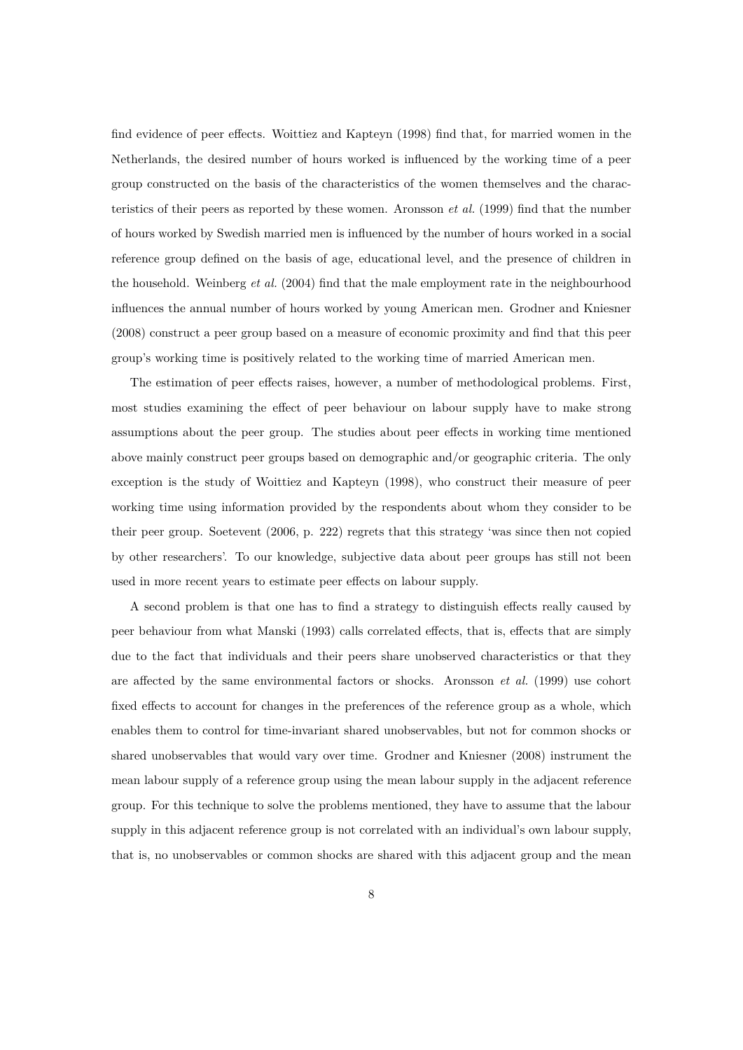find evidence of peer effects. Woittiez and Kapteyn (1998) find that, for married women in the Netherlands, the desired number of hours worked is influenced by the working time of a peer group constructed on the basis of the characteristics of the women themselves and the characteristics of their peers as reported by these women. Aronsson *et al.* (1999) find that the number of hours worked by Swedish married men is influenced by the number of hours worked in a social reference group defined on the basis of age, educational level, and the presence of children in the household. Weinberg *et al.* (2004) find that the male employment rate in the neighbourhood influences the annual number of hours worked by young American men. Grodner and Kniesner (2008) construct a peer group based on a measure of economic proximity and find that this peer group's working time is positively related to the working time of married American men.

The estimation of peer effects raises, however, a number of methodological problems. First, most studies examining the effect of peer behaviour on labour supply have to make strong assumptions about the peer group. The studies about peer effects in working time mentioned above mainly construct peer groups based on demographic and/or geographic criteria. The only exception is the study of Woittiez and Kapteyn (1998), who construct their measure of peer working time using information provided by the respondents about whom they consider to be their peer group. Soetevent (2006, p. 222) regrets that this strategy 'was since then not copied by other researchers'. To our knowledge, subjective data about peer groups has still not been used in more recent years to estimate peer effects on labour supply.

A second problem is that one has to find a strategy to distinguish effects really caused by peer behaviour from what Manski (1993) calls correlated effects, that is, effects that are simply due to the fact that individuals and their peers share unobserved characteristics or that they are affected by the same environmental factors or shocks. Aronsson *et al.* (1999) use cohort fixed effects to account for changes in the preferences of the reference group as a whole, which enables them to control for time-invariant shared unobservables, but not for common shocks or shared unobservables that would vary over time. Grodner and Kniesner (2008) instrument the mean labour supply of a reference group using the mean labour supply in the adjacent reference group. For this technique to solve the problems mentioned, they have to assume that the labour supply in this adjacent reference group is not correlated with an individual's own labour supply, that is, no unobservables or common shocks are shared with this adjacent group and the mean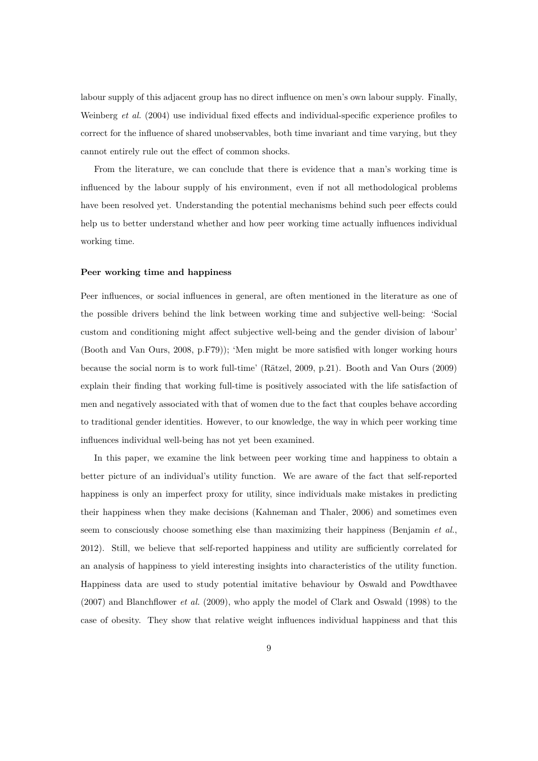labour supply of this adjacent group has no direct influence on men's own labour supply. Finally, Weinberg *et al.* (2004) use individual fixed effects and individual-specific experience profiles to correct for the influence of shared unobservables, both time invariant and time varying, but they cannot entirely rule out the effect of common shocks.

From the literature, we can conclude that there is evidence that a man's working time is influenced by the labour supply of his environment, even if not all methodological problems have been resolved yet. Understanding the potential mechanisms behind such peer effects could help us to better understand whether and how peer working time actually influences individual working time.

**Peer working time and happiness**

Peer influences, or social influences in general, are often mentioned in the literature as one of the possible drivers behind the link between working time and subjective well-being: 'Social custom and conditioning might affect subjective well-being and the gender division of labour' (Booth and Van Ours, 2008, p.F79)); 'Men might be more satisfied with longer working hours because the social norm is to work full-time' (Rätzel, 2009, p.21). Booth and Van Ours (2009) explain their finding that working full-time is positively associated with the life satisfaction of men and negatively associated with that of women due to the fact that couples behave according to traditional gender identities. However, to our knowledge, the way in which peer working time influences individual well-being has not yet been examined.

In this paper, we examine the link between peer working time and happiness to obtain a better picture of an individual's utility function. We are aware of the fact that self-reported happiness is only an imperfect proxy for utility, since individuals make mistakes in predicting their happiness when they make decisions (Kahneman and Thaler, 2006) and sometimes even seem to consciously choose something else than maximizing their happiness (Benjamin *et al.*, 2012). Still, we believe that self-reported happiness and utility are sufficiently correlated for an analysis of happiness to yield interesting insights into characteristics of the utility function. Happiness data are used to study potential imitative behaviour by Oswald and Powdthavee (2007) and Blanchflower *et al.* (2009), who apply the model of Clark and Oswald (1998) to the case of obesity. They show that relative weight influences individual happiness and that this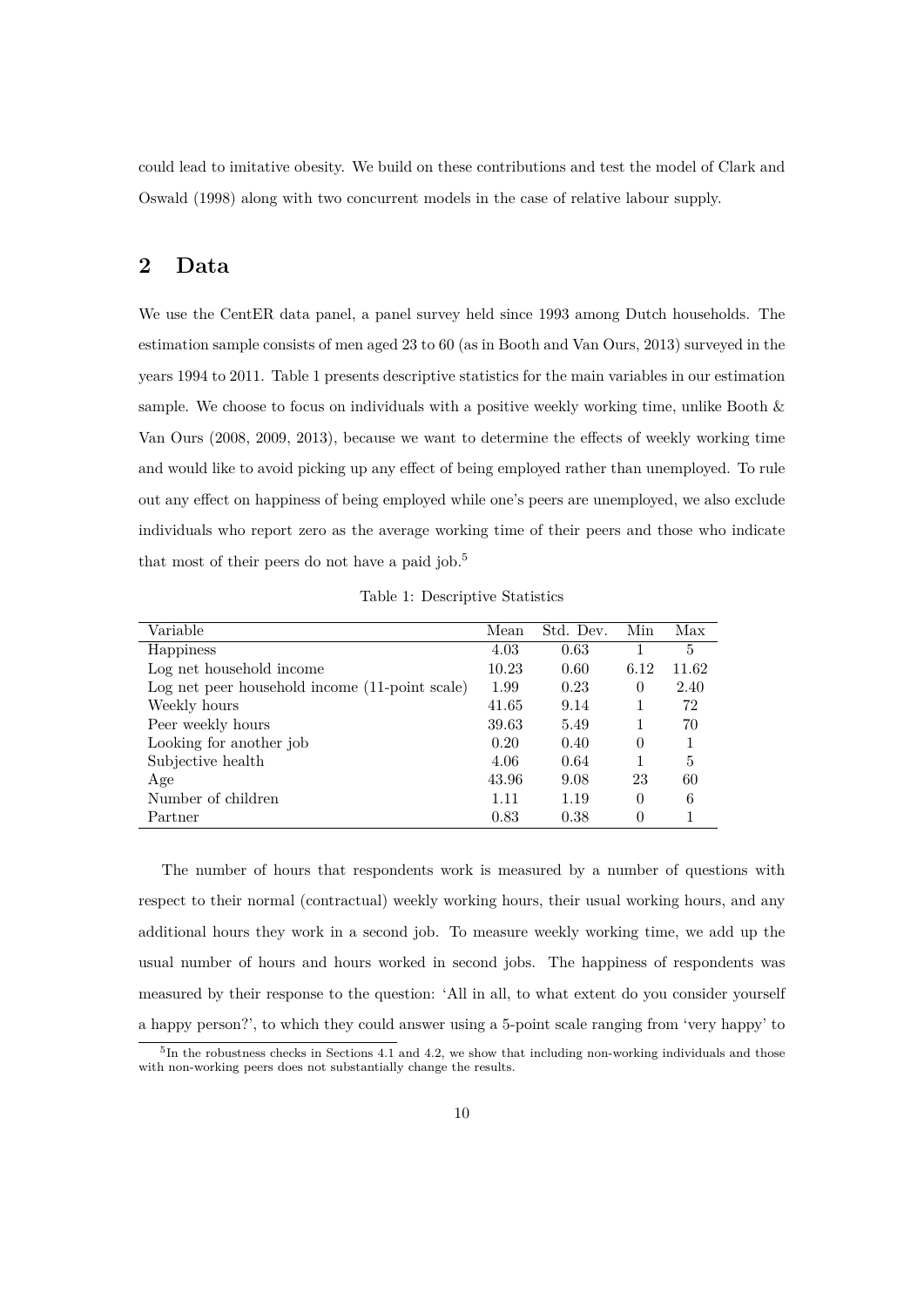could lead to imitative obesity. We build on these contributions and test the model of Clark and Oswald (1998) along with two concurrent models in the case of relative labour supply.

## 2 Data

We use the CentER data panel, a panel survey held since 1993 among Dutch households. The estimation sample consists of men aged 23 to 60 (as in Booth and Van Ours, 2013) surveyed in the years 1994 to 2011. Table 1 presents descriptive statistics for the main variables in our estimation sample. We choose to focus on individuals with a positive weekly working time, unlike Booth & Van Ours (2008, 2009, 2013), because we want to determine the effects of weekly working time and would like to avoid picking up any effect of being employed rather than unemployed. To rule out any effect on happiness of being employed while one's peers are unemployed, we also exclude individuals who report zero as the average working time of their peers and those who indicate that most of their peers do not have a paid job.[5]

Table 1: Descriptive Statistics

| Variable | Mean | Std. Dev. | Min | Max |
|---|---|---|---|---|
| Happiness | 4.03 | 0.63 | 1 | 5 |
| Log net household income | 10.23 | 0.60 | 6.12 | 11.62 |
| Log net peer household income (11-point scale) | 1.99 | 0.23 | 0 | 2.40 |
| Weekly hours | 41.65 | 9.14 | 1 | 72 |
| Peer weekly hours | 39.63 | 5.49 | 1 | 70 |
| Looking for another job | 0.20 | 0.40 | 0 | 1 |
| Subjective health | 4.06 | 0.64 | 1 | 5 |
| Age | 43.96 | 9.08 | 23 | 60 |
| Number of children | 1.11 | 1.19 | 0 | 6 |
| Partner | 0.83 | 0.38 | 0 | 1 |

The number of hours that respondents work is measured by a number of questions with respect to their normal (contractual) weekly working hours, their usual working hours, and any additional hours they work in a second job. To measure weekly working time, we add up the usual number of hours and hours worked in second jobs. The happiness of respondents was measured by their response to the question: 'All in all, to what extent do you consider yourself a happy person?', to which they could answer using a 5-point scale ranging from 'very happy' to

[5] In the robustness checks in Sections 4.1 and 4.2, we show that including non-working individuals and those with non-working peers does not substantially change the results.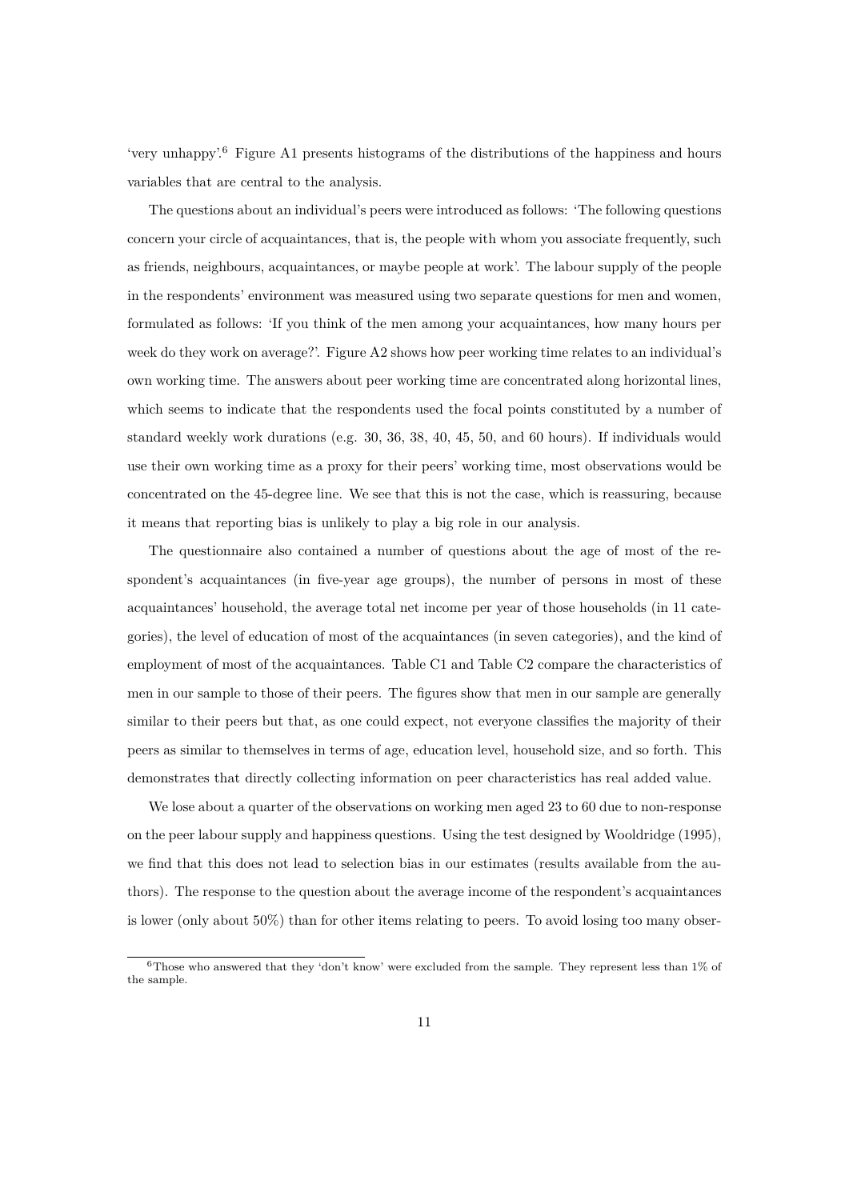'very unhappy'.[6] Figure A1 presents histograms of the distributions of the happiness and hours variables that are central to the analysis.

The questions about an individual's peers were introduced as follows: 'The following questions concern your circle of acquaintances, that is, the people with whom you associate frequently, such as friends, neighbours, acquaintances, or maybe people at work'. The labour supply of the people in the respondents' environment was measured using two separate questions for men and women, formulated as follows: 'If you think of the men among your acquaintances, how many hours per week do they work on average?'. Figure A2 shows how peer working time relates to an individual's own working time. The answers about peer working time are concentrated along horizontal lines, which seems to indicate that the respondents used the focal points constituted by a number of standard weekly work durations (e.g. 30, 36, 38, 40, 45, 50, and 60 hours). If individuals would use their own working time as a proxy for their peers' working time, most observations would be concentrated on the 45-degree line. We see that this is not the case, which is reassuring, because it means that reporting bias is unlikely to play a big role in our analysis.

The questionnaire also contained a number of questions about the age of most of the respondent's acquaintances (in five-year age groups), the number of persons in most of these acquaintances' household, the average total net income per year of those households (in 11 categories), the level of education of most of the acquaintances (in seven categories), and the kind of employment of most of the acquaintances. Table C1 and Table C2 compare the characteristics of men in our sample to those of their peers. The figures show that men in our sample are generally similar to their peers but that, as one could expect, not everyone classifies the majority of their peers as similar to themselves in terms of age, education level, household size, and so forth. This demonstrates that directly collecting information on peer characteristics has real added value.

We lose about a quarter of the observations on working men aged 23 to 60 due to non-response on the peer labour supply and happiness questions. Using the test designed by Wooldridge (1995), we find that this does not lead to selection bias in our estimates (results available from the authors). The response to the question about the average income of the respondent's acquaintances is lower (only about 50%) than for other items relating to peers. To avoid losing too many obser-

[6] Those who answered that they 'don't know' were excluded from the sample. They represent less than 1% of the sample.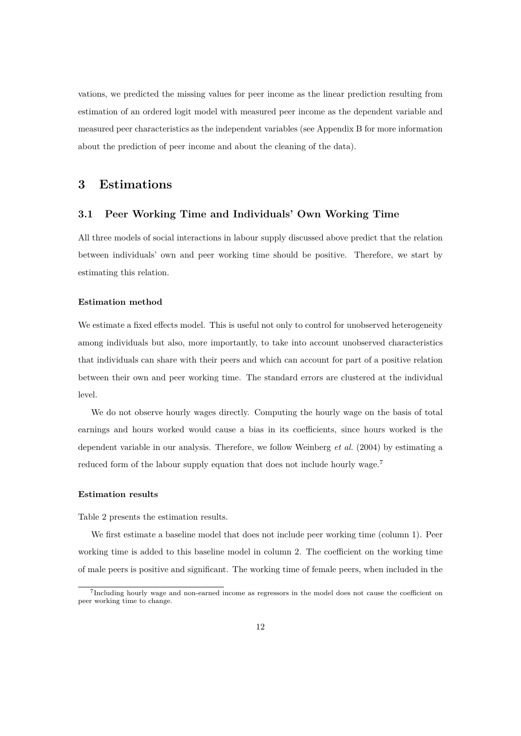vations, we predicted the missing values for peer income as the linear prediction resulting from estimation of an ordered logit model with measured peer income as the dependent variable and measured peer characteristics as the independent variables (see Appendix B for more information about the prediction of peer income and about the cleaning of the data).

# 3 Estimations

## 3.1 Peer Working Time and Individuals' Own Working Time

All three models of social interactions in labour supply discussed above predict that the relation between individuals' own and peer working time should be positive. Therefore, we start by estimating this relation.

#### Estimation method

We estimate a fixed effects model. This is useful not only to control for unobserved heterogeneity among individuals but also, more importantly, to take into account unobserved characteristics that individuals can share with their peers and which can account for part of a positive relation between their own and peer working time. The standard errors are clustered at the individual level.

We do not observe hourly wages directly. Computing the hourly wage on the basis of total earnings and hours worked would cause a bias in its coefficients, since hours worked is the dependent variable in our analysis. Therefore, we follow Weinberg *et al.* (2004) by estimating a reduced form of the labour supply equation that does not include hourly wage.[7]

#### Estimation results

Table 2 presents the estimation results.

We first estimate a baseline model that does not include peer working time (column 1). Peer working time is added to this baseline model in column 2. The coefficient on the working time of male peers is positive and significant. The working time of female peers, when included in the

[7] Including hourly wage and non-earned income as regressors in the model does not cause the coefficient on peer working time to change.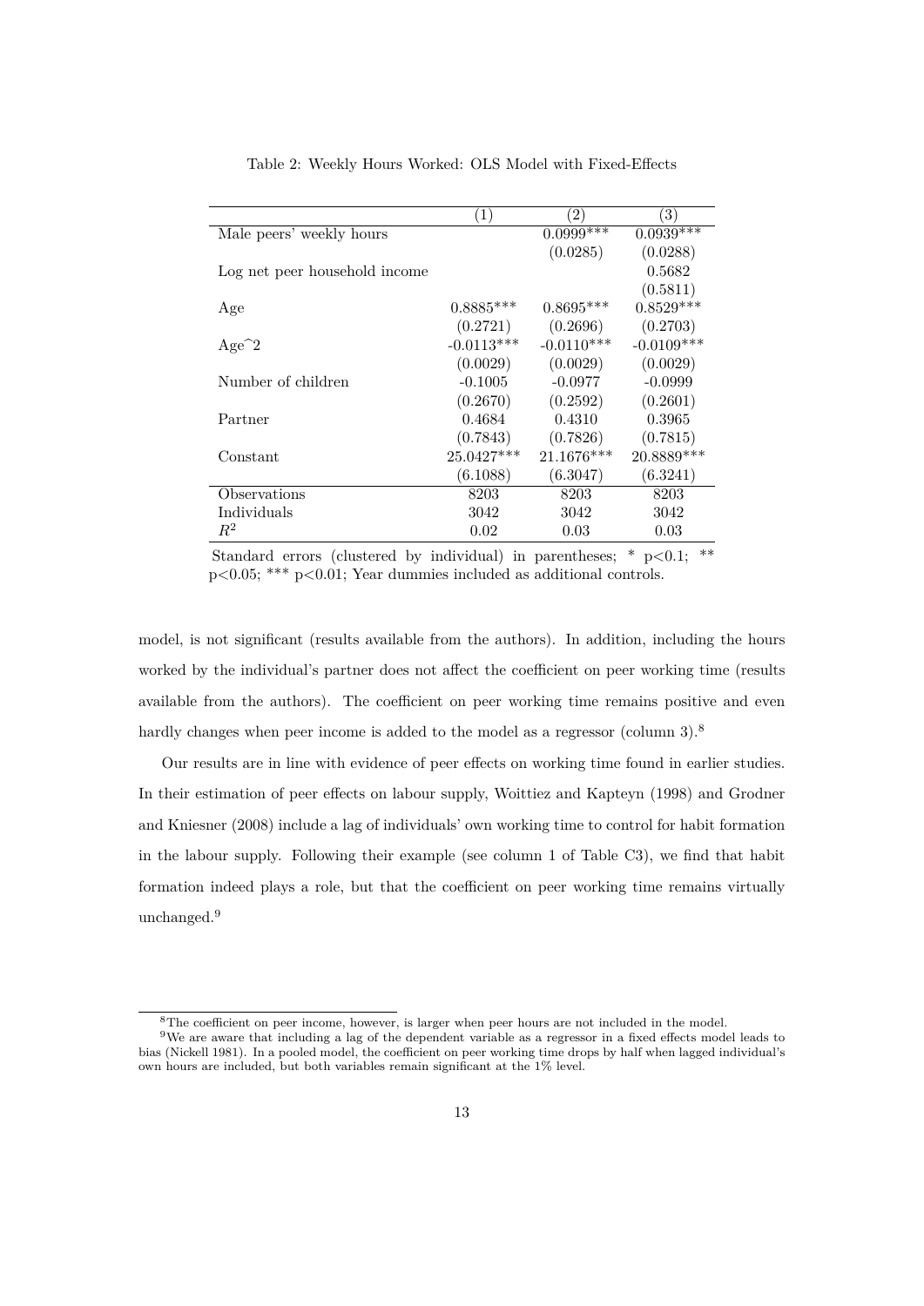Table 2: Weekly Hours Worked: OLS Model with Fixed-Effects

| | (1) | (2) | (3) |
|---|---|---|---|
| Male peers' weekly hours | | 0.0999*** | 0.0939*** |
| | | (0.0285) | (0.0288) |
| Log net peer household income | | | 0.5682 |
| | | | (0.5811) |
| Age | 0.8885*** | 0.8695*** | 0.8529*** |
| | (0.2721) | (0.2696) | (0.2703) |
| Age^2 | -0.0113*** | -0.0110*** | -0.0109*** |
| | (0.0029) | (0.0029) | (0.0029) |
| Number of children | -0.1005 | -0.0977 | -0.0999 |
| | (0.2670) | (0.2592) | (0.2601) |
| Partner | 0.4684 | 0.4310 | 0.3965 |
| | (0.7843) | (0.7826) | (0.7815) |
| Constant | 25.0427*** | 21.1676*** | 20.8889*** |
| | (6.1088) | (6.3047) | (6.3241) |
| Observations | 8203 | 8203 | 8203 |
| Individuals | 3042 | 3042 | 3042 |
| $R^2$ | 0.02 | 0.03 | 0.03 |

Standard errors (clustered by individual) in parentheses; * p<0.1; ** p<0.05; *** p<0.01; Year dummies included as additional controls.

model, is not significant (results available from the authors). In addition, including the hours worked by the individual's partner does not affect the coefficient on peer working time (results available from the authors). The coefficient on peer working time remains positive and even hardly changes when peer income is added to the model as a regressor (column 3).[8]

Our results are in line with evidence of peer effects on working time found in earlier studies. In their estimation of peer effects on labour supply, Woittiez and Kapteyn (1998) and Grodner and Kniesner (2008) include a lag of individuals' own working time to control for habit formation in the labour supply. Following their example (see column 1 of Table C3), we find that habit formation indeed plays a role, but that the coefficient on peer working time remains virtually unchanged.[9]

[8] The coefficient on peer income, however, is larger when peer hours are not included in the model.

[9] We are aware that including a lag of the dependent variable as a regressor in a fixed effects model leads to bias (Nickell 1981). In a pooled model, the coefficient on peer working time drops by half when lagged individual's own hours are included, but both variables remain significant at the 1% level.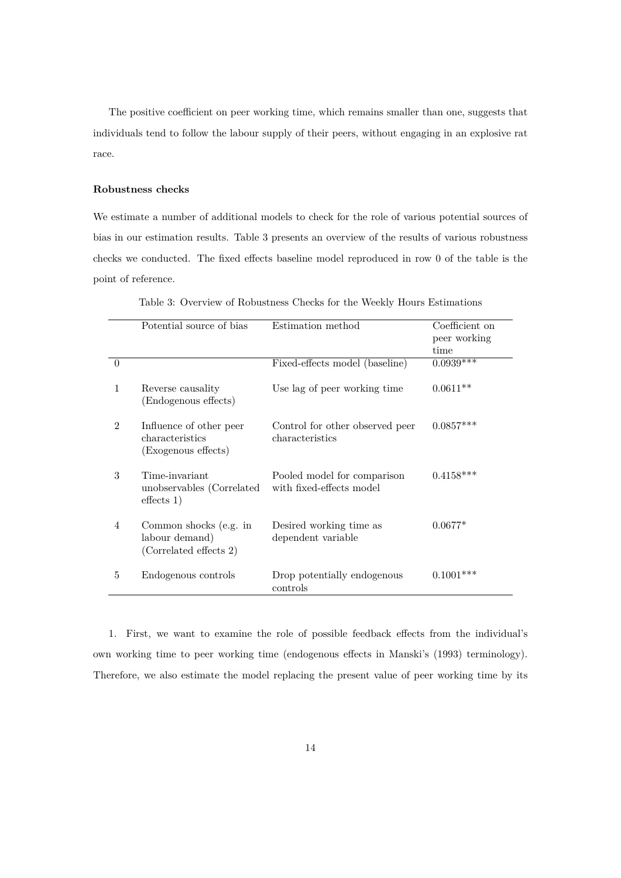The positive coefficient on peer working time, which remains smaller than one, suggests that individuals tend to follow the labour supply of their peers, without engaging in an explosive rat race.

**Robustness checks**

We estimate a number of additional models to check for the role of various potential sources of bias in our estimation results. Table 3 presents an overview of the results of various robustness checks we conducted. The fixed effects baseline model reproduced in row 0 of the table is the point of reference.

Table 3: Overview of Robustness Checks for the Weekly Hours Estimations

| | Potential source of bias | Estimation method | Coefficient on peer working time |
|---|---|---|---|
| 0 | | Fixed-effects model (baseline) | 0.0939*** |
| 1 | Reverse causality (Endogenous effects) | Use lag of peer working time | 0.0611** |
| 2 | Influence of other peer characteristics (Exogenous effects) | Control for other observed peer characteristics | 0.0857*** |
| 3 | Time-invariant unobservables (Correlated effects 1) | Pooled model for comparison with fixed-effects model | 0.4158*** |
| 4 | Common shocks (e.g. in labour demand) (Correlated effects 2) | Desired working time as dependent variable | 0.0677* |
| 5 | Endogenous controls | Drop potentially endogenous controls | 0.1001*** |

1. First, we want to examine the role of possible feedback effects from the individual's own working time to peer working time (endogenous effects in Manski's (1993) terminology). Therefore, we also estimate the model replacing the present value of peer working time by its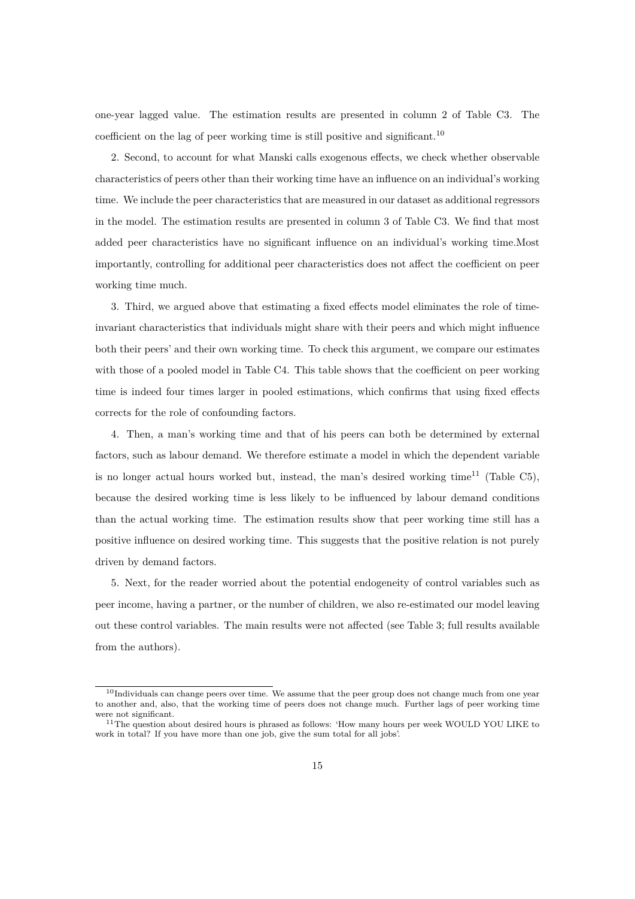one-year lagged value. The estimation results are presented in column 2 of Table C3. The coefficient on the lag of peer working time is still positive and significant.[10]

2. Second, to account for what Manski calls exogenous effects, we check whether observable characteristics of peers other than their working time have an influence on an individual's working time. We include the peer characteristics that are measured in our dataset as additional regressors in the model. The estimation results are presented in column 3 of Table C3. We find that most added peer characteristics have no significant influence on an individual's working time.Most importantly, controlling for additional peer characteristics does not affect the coefficient on peer working time much.

3. Third, we argued above that estimating a fixed effects model eliminates the role of time-invariant characteristics that individuals might share with their peers and which might influence both their peers' and their own working time. To check this argument, we compare our estimates with those of a pooled model in Table C4. This table shows that the coefficient on peer working time is indeed four times larger in pooled estimations, which confirms that using fixed effects corrects for the role of confounding factors.

4. Then, a man's working time and that of his peers can both be determined by external factors, such as labour demand. We therefore estimate a model in which the dependent variable is no longer actual hours worked but, instead, the man's desired working time[11] (Table C5), because the desired working time is less likely to be influenced by labour demand conditions than the actual working time. The estimation results show that peer working time still has a positive influence on desired working time. This suggests that the positive relation is not purely driven by demand factors.

5. Next, for the reader worried about the potential endogeneity of control variables such as peer income, having a partner, or the number of children, we also re-estimated our model leaving out these control variables. The main results were not affected (see Table 3; full results available from the authors).

---

[10] Individuals can change peers over time. We assume that the peer group does not change much from one year to another and, also, that the working time of peers does not change much. Further lags of peer working time were not significant.

[11] The question about desired hours is phrased as follows: 'How many hours per week WOULD YOU LIKE to work in total? If you have more than one job, give the sum total for all jobs'.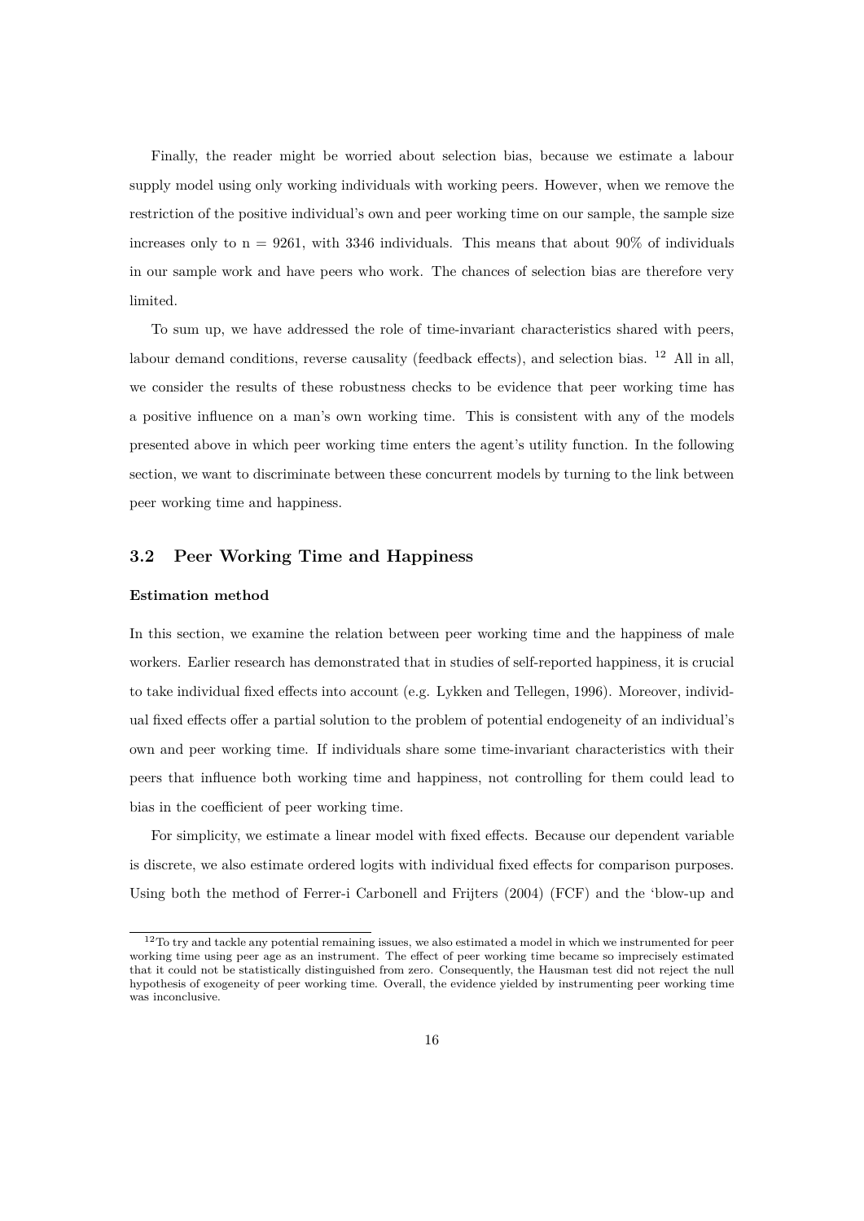Finally, the reader might be worried about selection bias, because we estimate a labour supply model using only working individuals with working peers. However, when we remove the restriction of the positive individual's own and peer working time on our sample, the sample size increases only to n = 9261, with 3346 individuals. This means that about 90% of individuals in our sample work and have peers who work. The chances of selection bias are therefore very limited.

To sum up, we have addressed the role of time-invariant characteristics shared with peers, labour demand conditions, reverse causality (feedback effects), and selection bias. [12] All in all, we consider the results of these robustness checks to be evidence that peer working time has a positive influence on a man's own working time. This is consistent with any of the models presented above in which peer working time enters the agent's utility function. In the following section, we want to discriminate between these concurrent models by turning to the link between peer working time and happiness.

### 3.2 Peer Working Time and Happiness

**Estimation method**

In this section, we examine the relation between peer working time and the happiness of male workers. Earlier research has demonstrated that in studies of self-reported happiness, it is crucial to take individual fixed effects into account (e.g. Lykken and Tellegen, 1996). Moreover, individual fixed effects offer a partial solution to the problem of potential endogeneity of an individual's own and peer working time. If individuals share some time-invariant characteristics with their peers that influence both working time and happiness, not controlling for them could lead to bias in the coefficient of peer working time.

For simplicity, we estimate a linear model with fixed effects. Because our dependent variable is discrete, we also estimate ordered logits with individual fixed effects for comparison purposes. Using both the method of Ferrer-i Carbonell and Frijters (2004) (FCF) and the 'blow-up and

[12] To try and tackle any potential remaining issues, we also estimated a model in which we instrumented for peer working time using peer age as an instrument. The effect of peer working time became so imprecisely estimated that it could not be statistically distinguished from zero. Consequently, the Hausman test did not reject the null hypothesis of exogeneity of peer working time. Overall, the evidence yielded by instrumenting peer working time was inconclusive.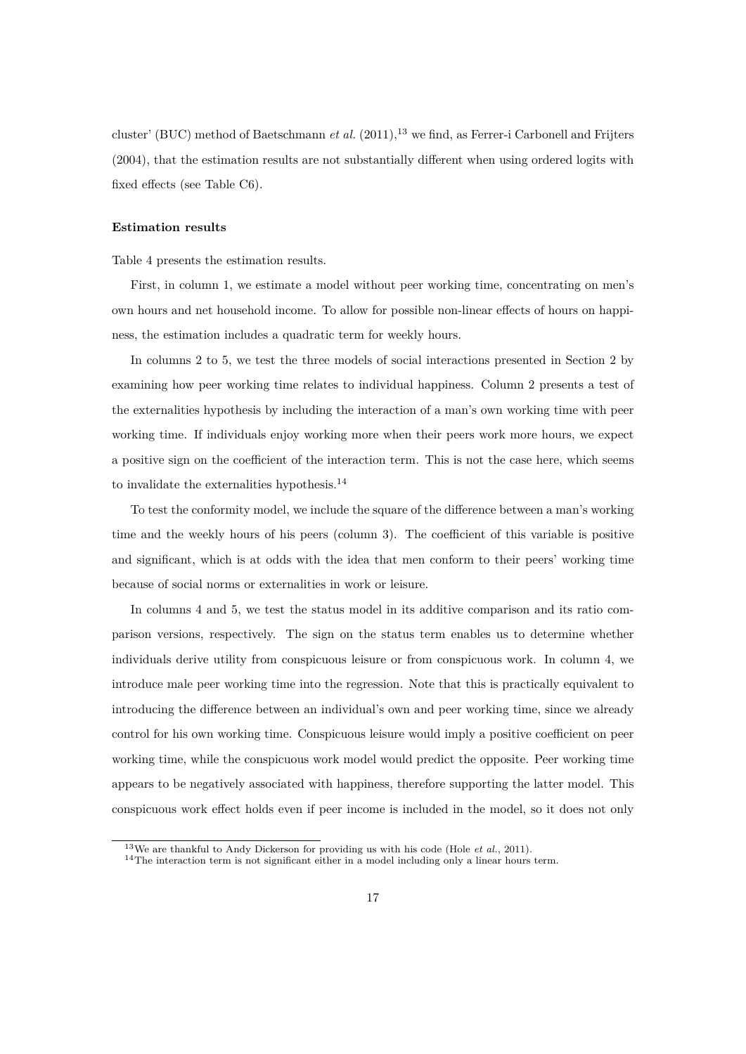cluster' (BUC) method of Baetschmann *et al.* (2011),[13] we find, as Ferrer-i Carbonell and Frijters (2004), that the estimation results are not substantially different when using ordered logits with fixed effects (see Table C6).

**Estimation results**

Table 4 presents the estimation results.

First, in column 1, we estimate a model without peer working time, concentrating on men's own hours and net household income. To allow for possible non-linear effects of hours on happiness, the estimation includes a quadratic term for weekly hours.

In columns 2 to 5, we test the three models of social interactions presented in Section 2 by examining how peer working time relates to individual happiness. Column 2 presents a test of the externalities hypothesis by including the interaction of a man's own working time with peer working time. If individuals enjoy working more when their peers work more hours, we expect a positive sign on the coefficient of the interaction term. This is not the case here, which seems to invalidate the externalities hypothesis.[14]

To test the conformity model, we include the square of the difference between a man's working time and the weekly hours of his peers (column 3). The coefficient of this variable is positive and significant, which is at odds with the idea that men conform to their peers' working time because of social norms or externalities in work or leisure.

In columns 4 and 5, we test the status model in its additive comparison and its ratio comparison versions, respectively. The sign on the status term enables us to determine whether individuals derive utility from conspicuous leisure or from conspicuous work. In column 4, we introduce male peer working time into the regression. Note that this is practically equivalent to introducing the difference between an individual's own and peer working time, since we already control for his own working time. Conspicuous leisure would imply a positive coefficient on peer working time, while the conspicuous work model would predict the opposite. Peer working time appears to be negatively associated with happiness, therefore supporting the latter model. This conspicuous work effect holds even if peer income is included in the model, so it does not only

[13] We are thankful to Andy Dickerson for providing us with his code (Hole *et al.*, 2011).

[14] The interaction term is not significant either in a model including only a linear hours term.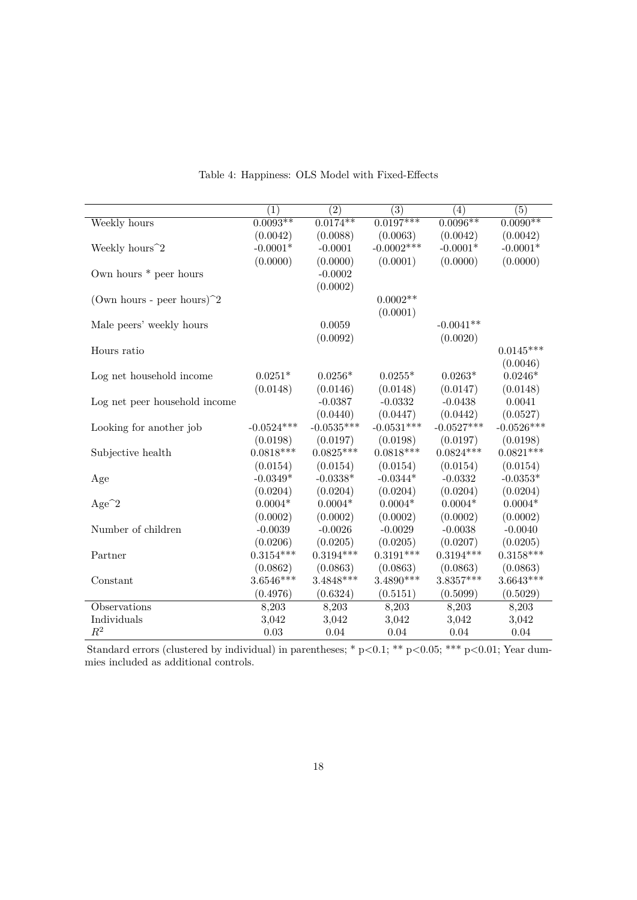Table 4: Happiness: OLS Model with Fixed-Effects

| | (1) | (2) | (3) | (4) | (5) |
|---|---|---|---|---|---|
| Weekly hours | 0.0093** | 0.0174** | 0.0197*** | 0.0096** | 0.0090** |
| | (0.0042) | (0.0088) | (0.0063) | (0.0042) | (0.0042) |
| Weekly hours^2 | -0.0001* | -0.0001 | -0.0002*** | -0.0001* | -0.0001* |
| | (0.0000) | (0.0000) | (0.0001) | (0.0000) | (0.0000) |
| Own hours * peer hours | | -0.0002 | | | |
| | | (0.0002) | | | |
| (Own hours - peer hours)^2 | | | 0.0002** | | |
| | | | (0.0001) | | |
| Male peers' weekly hours | | 0.0059 | | -0.0041** | |
| | | (0.0092) | | (0.0020) | |
| Hours ratio | | | | | 0.0145*** |
| | | | | | (0.0046) |
| Log net household income | 0.0251* | 0.0256* | 0.0255* | 0.0263* | 0.0246* |
| | (0.0148) | (0.0146) | (0.0148) | (0.0147) | (0.0148) |
| Log net peer household income | | -0.0387 | -0.0332 | -0.0438 | 0.0041 |
| | | (0.0440) | (0.0447) | (0.0442) | (0.0527) |
| Looking for another job | -0.0524*** | -0.0535*** | -0.0531*** | -0.0527*** | -0.0526*** |
| | (0.0198) | (0.0197) | (0.0198) | (0.0197) | (0.0198) |
| Subjective health | 0.0818*** | 0.0825*** | 0.0818*** | 0.0824*** | 0.0821*** |
| | (0.0154) | (0.0154) | (0.0154) | (0.0154) | (0.0154) |
| Age | -0.0349* | -0.0338* | -0.0344* | -0.0332 | -0.0353* |
| | (0.0204) | (0.0204) | (0.0204) | (0.0204) | (0.0204) |
| Age^2 | 0.0004* | 0.0004* | 0.0004* | 0.0004* | 0.0004* |
| | (0.0002) | (0.0002) | (0.0002) | (0.0002) | (0.0002) |
| Number of children | -0.0039 | -0.0026 | -0.0029 | -0.0038 | -0.0040 |
| | (0.0206) | (0.0205) | (0.0205) | (0.0207) | (0.0205) |
| Partner | 0.3154*** | 0.3194*** | 0.3191*** | 0.3194*** | 0.3158*** |
| | (0.0862) | (0.0863) | (0.0863) | (0.0863) | (0.0863) |
| Constant | 3.6546*** | 3.4848*** | 3.4890*** | 3.8357*** | 3.6643*** |
| | (0.4976) | (0.6324) | (0.5151) | (0.5099) | (0.5029) |
| Observations | 8,203 | 8,203 | 8,203 | 8,203 | 8,203 |
| Individuals | 3,042 | 3,042 | 3,042 | 3,042 | 3,042 |
| $R^2$ | 0.03 | 0.04 | 0.04 | 0.04 | 0.04 |

Standard errors (clustered by individual) in parentheses; * p<0.1; ** p<0.05; *** p<0.01; Year dummies included as additional controls.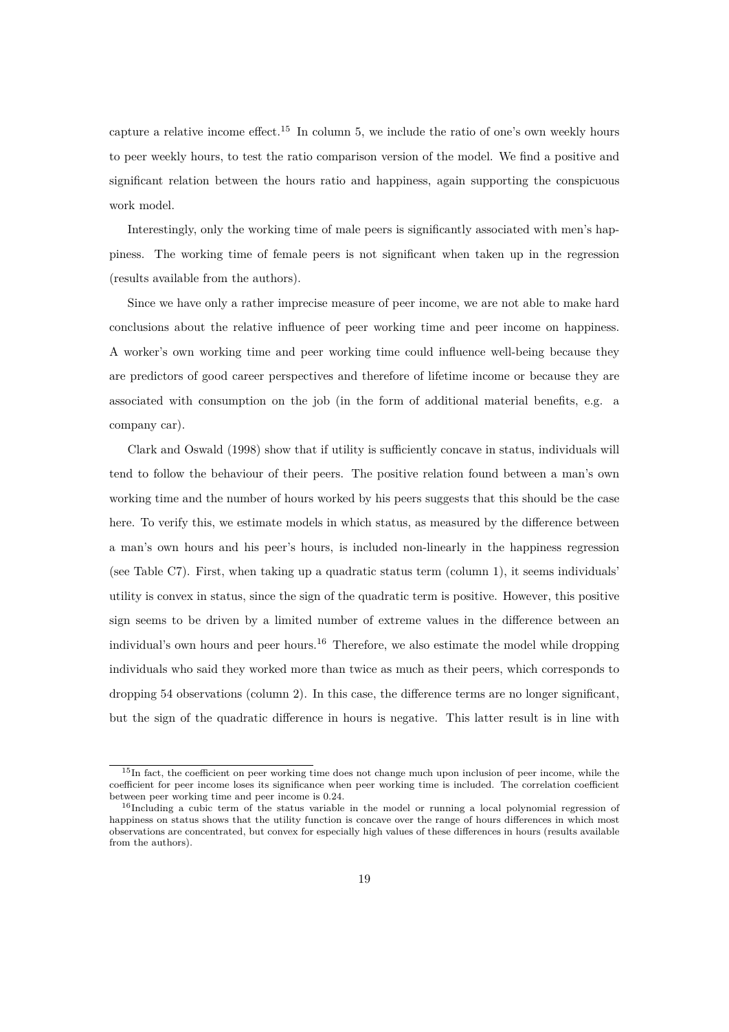capture a relative income effect.[15] In column 5, we include the ratio of one's own weekly hours to peer weekly hours, to test the ratio comparison version of the model. We find a positive and significant relation between the hours ratio and happiness, again supporting the conspicuous work model.

Interestingly, only the working time of male peers is significantly associated with men's happiness. The working time of female peers is not significant when taken up in the regression (results available from the authors).

Since we have only a rather imprecise measure of peer income, we are not able to make hard conclusions about the relative influence of peer working time and peer income on happiness. A worker's own working time and peer working time could influence well-being because they are predictors of good career perspectives and therefore of lifetime income or because they are associated with consumption on the job (in the form of additional material benefits, e.g. a company car).

Clark and Oswald (1998) show that if utility is sufficiently concave in status, individuals will tend to follow the behaviour of their peers. The positive relation found between a man's own working time and the number of hours worked by his peers suggests that this should be the case here. To verify this, we estimate models in which status, as measured by the difference between a man's own hours and his peer's hours, is included non-linearly in the happiness regression (see Table C7). First, when taking up a quadratic status term (column 1), it seems individuals' utility is convex in status, since the sign of the quadratic term is positive. However, this positive sign seems to be driven by a limited number of extreme values in the difference between an individual's own hours and peer hours.[16] Therefore, we also estimate the model while dropping individuals who said they worked more than twice as much as their peers, which corresponds to dropping 54 observations (column 2). In this case, the difference terms are no longer significant, but the sign of the quadratic difference in hours is negative. This latter result is in line with

[15] In fact, the coefficient on peer working time does not change much upon inclusion of peer income, while the coefficient for peer income loses its significance when peer working time is included. The correlation coefficient between peer working time and peer income is 0.24.

[16] Including a cubic term of the status variable in the model or running a local polynomial regression of happiness on status shows that the utility function is concave over the range of hours differences in which most observations are concentrated, but convex for especially high values of these differences in hours (results available from the authors).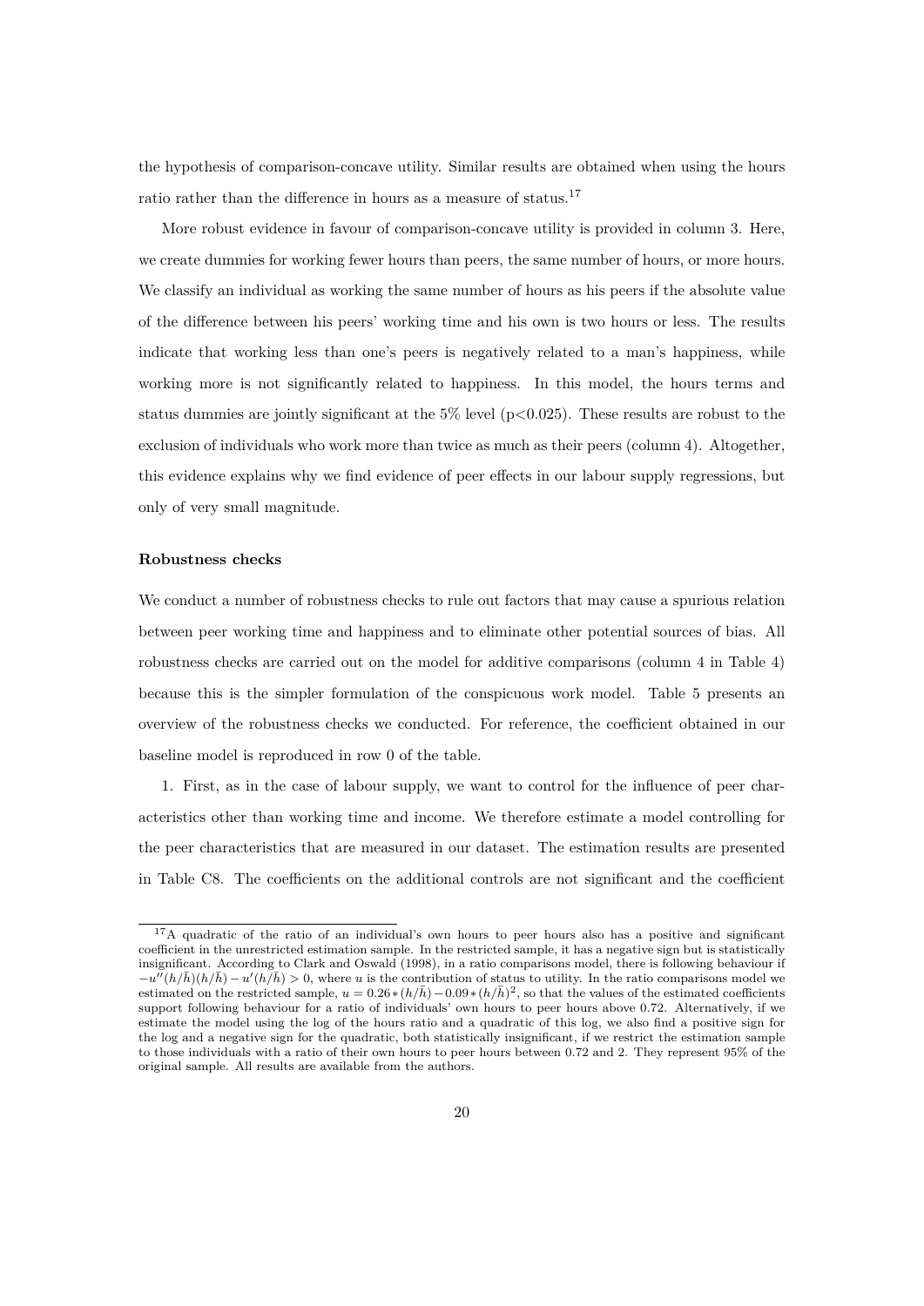the hypothesis of comparison-concave utility. Similar results are obtained when using the hours ratio rather than the difference in hours as a measure of status.[17]

More robust evidence in favour of comparison-concave utility is provided in column 3. Here, we create dummies for working fewer hours than peers, the same number of hours, or more hours. We classify an individual as working the same number of hours as his peers if the absolute value of the difference between his peers' working time and his own is two hours or less. The results indicate that working less than one's peers is negatively related to a man's happiness, while working more is not significantly related to happiness. In this model, the hours terms and status dummies are jointly significant at the 5% level ($p<0.025$). These results are robust to the exclusion of individuals who work more than twice as much as their peers (column 4). Altogether, this evidence explains why we find evidence of peer effects in our labour supply regressions, but only of very small magnitude.

**Robustness checks**

We conduct a number of robustness checks to rule out factors that may cause a spurious relation between peer working time and happiness and to eliminate other potential sources of bias. All robustness checks are carried out on the model for additive comparisons (column 4 in Table 4) because this is the simpler formulation of the conspicuous work model. Table 5 presents an overview of the robustness checks we conducted. For reference, the coefficient obtained in our baseline model is reproduced in row 0 of the table.

1. First, as in the case of labour supply, we want to control for the influence of peer characteristics other than working time and income. We therefore estimate a model controlling for the peer characteristics that are measured in our dataset. The estimation results are presented in Table C8. The coefficients on the additional controls are not significant and the coefficient

[17] A quadratic of the ratio of an individual's own hours to peer hours also has a positive and significant coefficient in the unrestricted estimation sample. In the restricted sample, it has a negative sign but is statistically insignificant. According to Clark and Oswald (1998), in a ratio comparisons model, there is following behaviour if $-u''(h/\bar{h})(h/\bar{h}) - u'(h/\bar{h}) > 0$, where $u$ is the contribution of status to utility. In the ratio comparisons model we estimated on the restricted sample, $u = 0.26*(h/\bar{h}) - 0.09*(h/\bar{h})^2$, so that the values of the estimated coefficients support following behaviour for a ratio of individuals' own hours to peer hours above 0.72. Alternatively, if we estimate the model using the log of the hours ratio and a quadratic of this log, we also find a positive sign for the log and a negative sign for the quadratic, both statistically insignificant, if we restrict the estimation sample to those individuals with a ratio of their own hours to peer hours between 0.72 and 2. They represent 95% of the original sample. All results are available from the authors.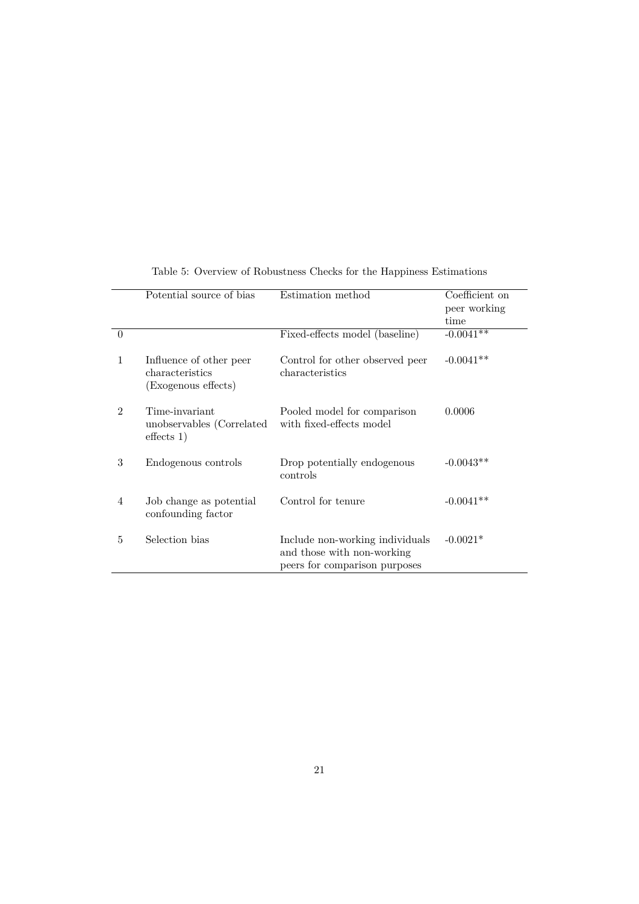Table 5: Overview of Robustness Checks for the Happiness Estimations

| | Potential source of bias | Estimation method | Coefficient on peer working time |
|---|---|---|---|
| 0 | | Fixed-effects model (baseline) | -0.0041** |
| 1 | Influence of other peer characteristics (Exogenous effects) | Control for other observed peer characteristics | -0.0041** |
| 2 | Time-invariant unobservables (Correlated effects 1) | Pooled model for comparison with fixed-effects model | 0.0006 |
| 3 | Endogenous controls | Drop potentially endogenous controls | -0.0043** |
| 4 | Job change as potential confounding factor | Control for tenure | -0.0041** |
| 5 | Selection bias | Include non-working individuals and those with non-working peers for comparison purposes | -0.0021* |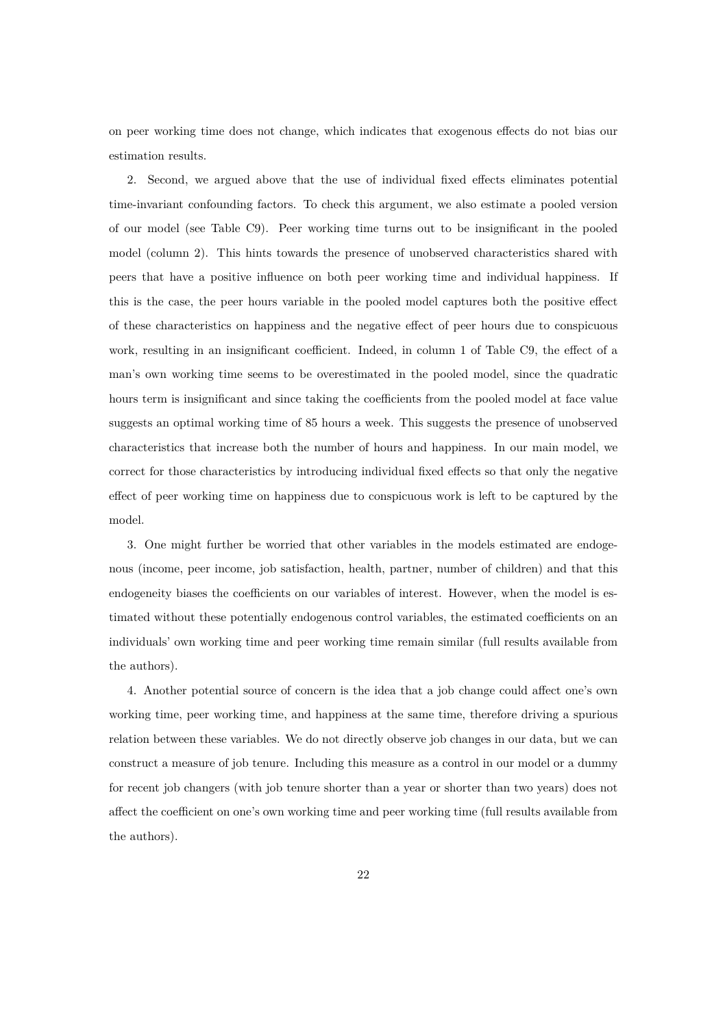on peer working time does not change, which indicates that exogenous effects do not bias our estimation results.

2. Second, we argued above that the use of individual fixed effects eliminates potential time-invariant confounding factors. To check this argument, we also estimate a pooled version of our model (see Table C9). Peer working time turns out to be insignificant in the pooled model (column 2). This hints towards the presence of unobserved characteristics shared with peers that have a positive influence on both peer working time and individual happiness. If this is the case, the peer hours variable in the pooled model captures both the positive effect of these characteristics on happiness and the negative effect of peer hours due to conspicuous work, resulting in an insignificant coefficient. Indeed, in column 1 of Table C9, the effect of a man's own working time seems to be overestimated in the pooled model, since the quadratic hours term is insignificant and since taking the coefficients from the pooled model at face value suggests an optimal working time of 85 hours a week. This suggests the presence of unobserved characteristics that increase both the number of hours and happiness. In our main model, we correct for those characteristics by introducing individual fixed effects so that only the negative effect of peer working time on happiness due to conspicuous work is left to be captured by the model.

3. One might further be worried that other variables in the models estimated are endogenous (income, peer income, job satisfaction, health, partner, number of children) and that this endogeneity biases the coefficients on our variables of interest. However, when the model is estimated without these potentially endogenous control variables, the estimated coefficients on an individuals' own working time and peer working time remain similar (full results available from the authors).

4. Another potential source of concern is the idea that a job change could affect one's own working time, peer working time, and happiness at the same time, therefore driving a spurious relation between these variables. We do not directly observe job changes in our data, but we can construct a measure of job tenure. Including this measure as a control in our model or a dummy for recent job changers (with job tenure shorter than a year or shorter than two years) does not affect the coefficient on one's own working time and peer working time (full results available from the authors).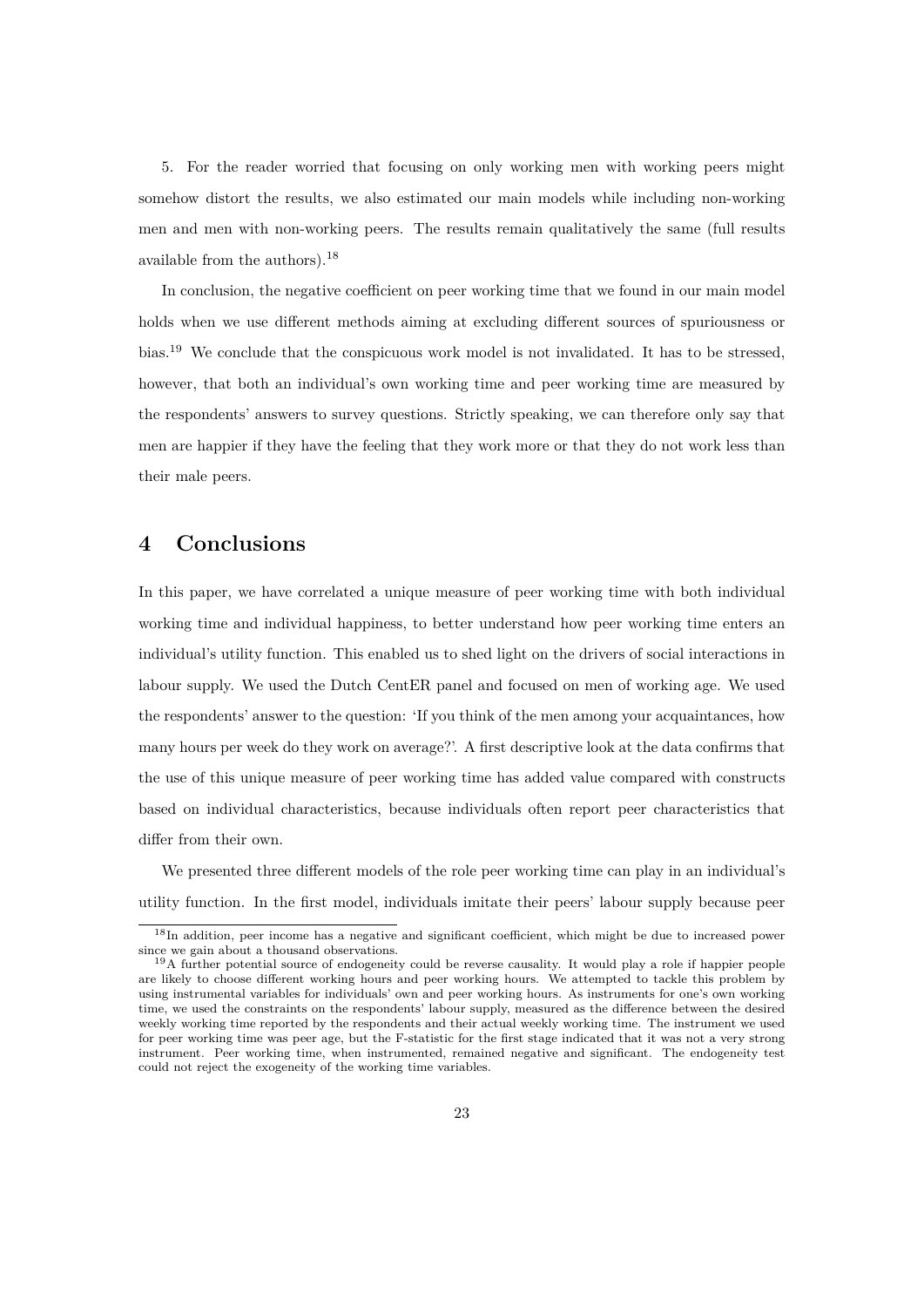5. For the reader worried that focusing on only working men with working peers might somehow distort the results, we also estimated our main models while including non-working men and men with non-working peers. The results remain qualitatively the same (full results available from the authors).[18]

In conclusion, the negative coefficient on peer working time that we found in our main model holds when we use different methods aiming at excluding different sources of spuriousness or bias.[19] We conclude that the conspicuous work model is not invalidated. It has to be stressed, however, that both an individual's own working time and peer working time are measured by the respondents' answers to survey questions. Strictly speaking, we can therefore only say that men are happier if they have the feeling that they work more or that they do not work less than their male peers.

# 4 Conclusions

In this paper, we have correlated a unique measure of peer working time with both individual working time and individual happiness, to better understand how peer working time enters an individual's utility function. This enabled us to shed light on the drivers of social interactions in labour supply. We used the Dutch CentER panel and focused on men of working age. We used the respondents' answer to the question: 'If you think of the men among your acquaintances, how many hours per week do they work on average?'. A first descriptive look at the data confirms that the use of this unique measure of peer working time has added value compared with constructs based on individual characteristics, because individuals often report peer characteristics that differ from their own.

We presented three different models of the role peer working time can play in an individual's utility function. In the first model, individuals imitate their peers' labour supply because peer

[18] In addition, peer income has a negative and significant coefficient, which might be due to increased power since we gain about a thousand observations.

[19] A further potential source of endogeneity could be reverse causality. It would play a role if happier people are likely to choose different working hours and peer working hours. We attempted to tackle this problem by using instrumental variables for individuals' own and peer working hours. As instruments for one's own working time, we used the constraints on the respondents' labour supply, measured as the difference between the desired weekly working time reported by the respondents and their actual weekly working time. The instrument we used for peer working time was peer age, but the F-statistic for the first stage indicated that it was not a very strong instrument. Peer working time, when instrumented, remained negative and significant. The endogeneity test could not reject the exogeneity of the working time variables.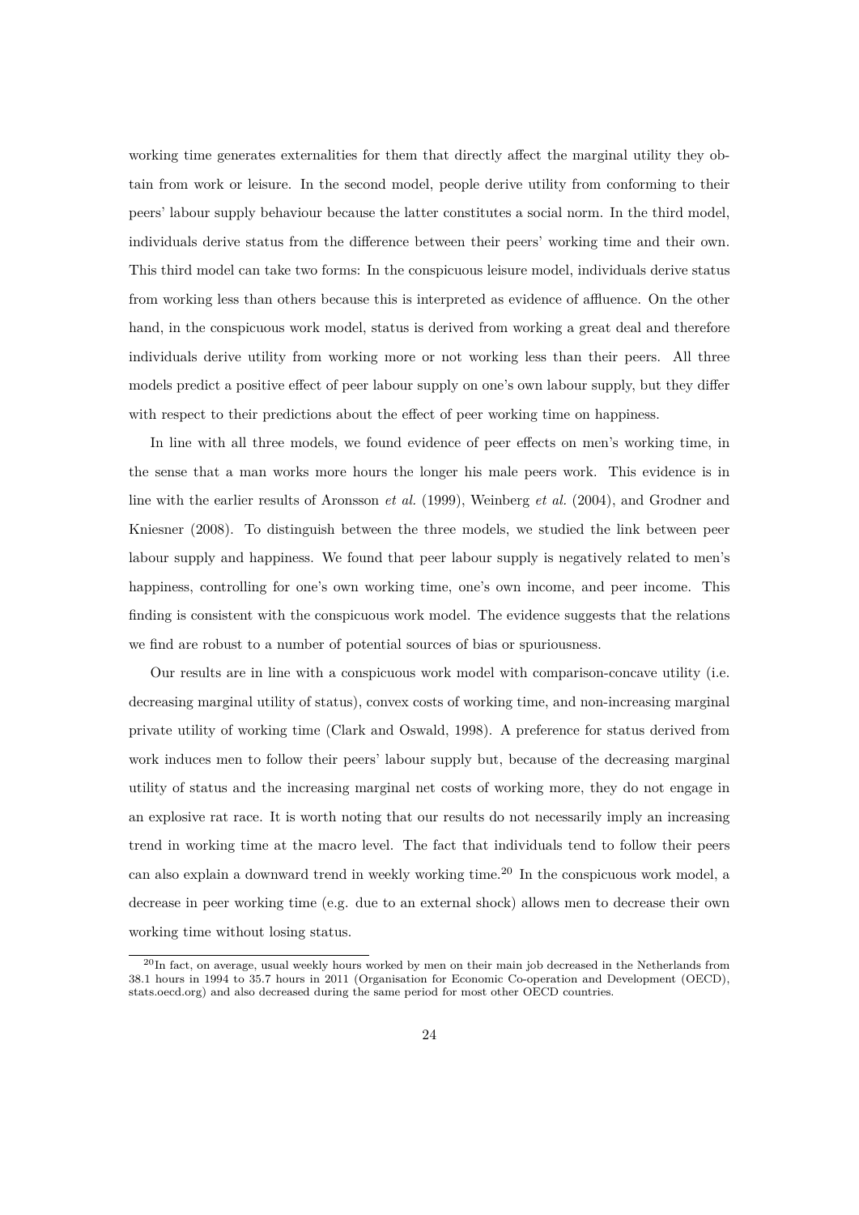working time generates externalities for them that directly affect the marginal utility they obtain from work or leisure. In the second model, people derive utility from conforming to their peers' labour supply behaviour because the latter constitutes a social norm. In the third model, individuals derive status from the difference between their peers' working time and their own. This third model can take two forms: In the conspicuous leisure model, individuals derive status from working less than others because this is interpreted as evidence of affluence. On the other hand, in the conspicuous work model, status is derived from working a great deal and therefore individuals derive utility from working more or not working less than their peers. All three models predict a positive effect of peer labour supply on one's own labour supply, but they differ with respect to their predictions about the effect of peer working time on happiness.

In line with all three models, we found evidence of peer effects on men's working time, in the sense that a man works more hours the longer his male peers work. This evidence is in line with the earlier results of Aronsson *et al.* (1999), Weinberg *et al.* (2004), and Grodner and Kniesner (2008). To distinguish between the three models, we studied the link between peer labour supply and happiness. We found that peer labour supply is negatively related to men's happiness, controlling for one's own working time, one's own income, and peer income. This finding is consistent with the conspicuous work model. The evidence suggests that the relations we find are robust to a number of potential sources of bias or spuriousness.

Our results are in line with a conspicuous work model with comparison-concave utility (i.e. decreasing marginal utility of status), convex costs of working time, and non-increasing marginal private utility of working time (Clark and Oswald, 1998). A preference for status derived from work induces men to follow their peers' labour supply but, because of the decreasing marginal utility of status and the increasing marginal net costs of working more, they do not engage in an explosive rat race. It is worth noting that our results do not necessarily imply an increasing trend in working time at the macro level. The fact that individuals tend to follow their peers can also explain a downward trend in weekly working time.[20] In the conspicuous work model, a decrease in peer working time (e.g. due to an external shock) allows men to decrease their own working time without losing status.

[20] In fact, on average, usual weekly hours worked by men on their main job decreased in the Netherlands from 38.1 hours in 1994 to 35.7 hours in 2011 (Organisation for Economic Co-operation and Development (OECD), stats.oecd.org) and also decreased during the same period for most other OECD countries.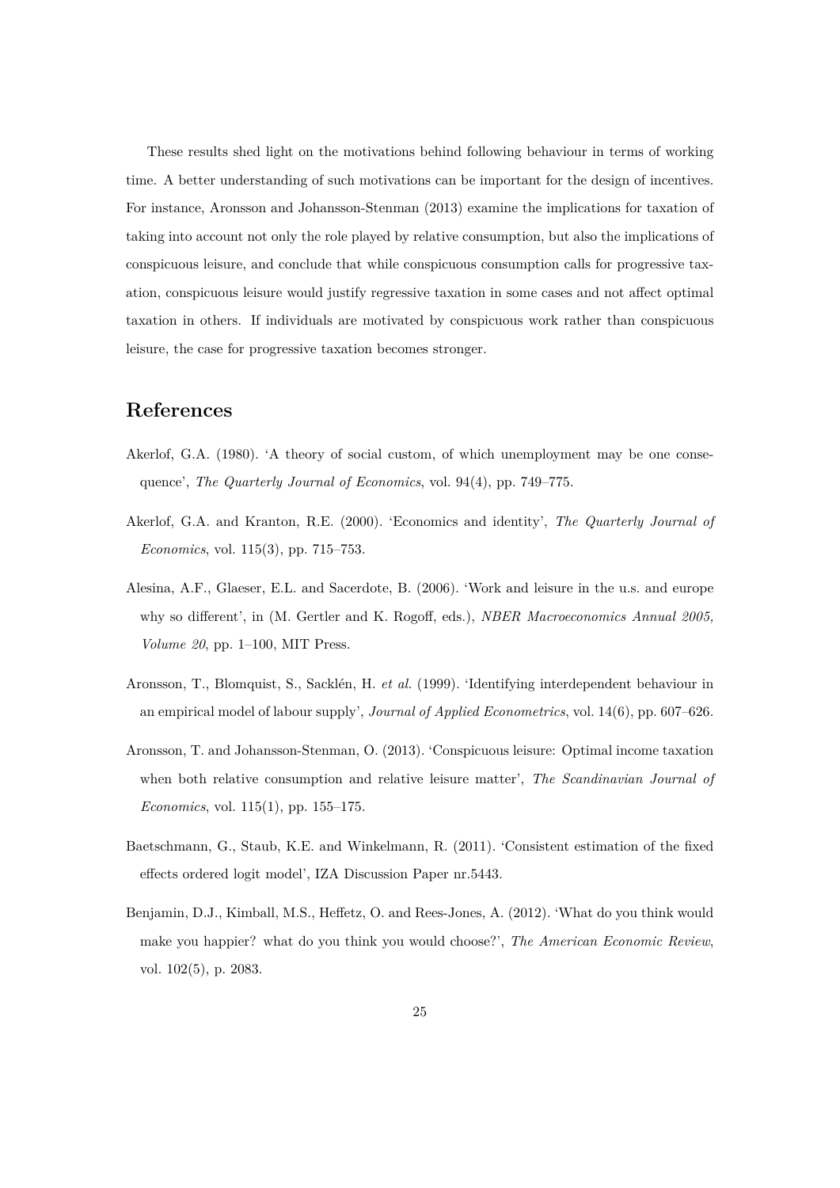These results shed light on the motivations behind following behaviour in terms of working time. A better understanding of such motivations can be important for the design of incentives. For instance, Aronsson and Johansson-Stenman (2013) examine the implications for taxation of taking into account not only the role played by relative consumption, but also the implications of conspicuous leisure, and conclude that while conspicuous consumption calls for progressive taxation, conspicuous leisure would justify regressive taxation in some cases and not affect optimal taxation in others. If individuals are motivated by conspicuous work rather than conspicuous leisure, the case for progressive taxation becomes stronger.

## References

Akerlof, G.A. (1980). 'A theory of social custom, of which unemployment may be one consequence', *The Quarterly Journal of Economics*, vol. 94(4), pp. 749–775.

Akerlof, G.A. and Kranton, R.E. (2000). 'Economics and identity', *The Quarterly Journal of Economics*, vol. 115(3), pp. 715–753.

Alesina, A.F., Glaeser, E.L. and Sacerdote, B. (2006). 'Work and leisure in the u.s. and europe why so different', in (M. Gertler and K. Rogoff, eds.), *NBER Macroeconomics Annual 2005, Volume 20*, pp. 1–100, MIT Press.

Aronsson, T., Blomquist, S., Sacklén, H. *et al.* (1999). 'Identifying interdependent behaviour in an empirical model of labour supply', *Journal of Applied Econometrics*, vol. 14(6), pp. 607–626.

Aronsson, T. and Johansson-Stenman, O. (2013). 'Conspicuous leisure: Optimal income taxation when both relative consumption and relative leisure matter', *The Scandinavian Journal of Economics*, vol. 115(1), pp. 155–175.

Baetschmann, G., Staub, K.E. and Winkelmann, R. (2011). 'Consistent estimation of the fixed effects ordered logit model', IZA Discussion Paper nr.5443.

Benjamin, D.J., Kimball, M.S., Heffetz, O. and Rees-Jones, A. (2012). 'What do you think would make you happier? what do you think you would choose?', *The American Economic Review*, vol. 102(5), p. 2083.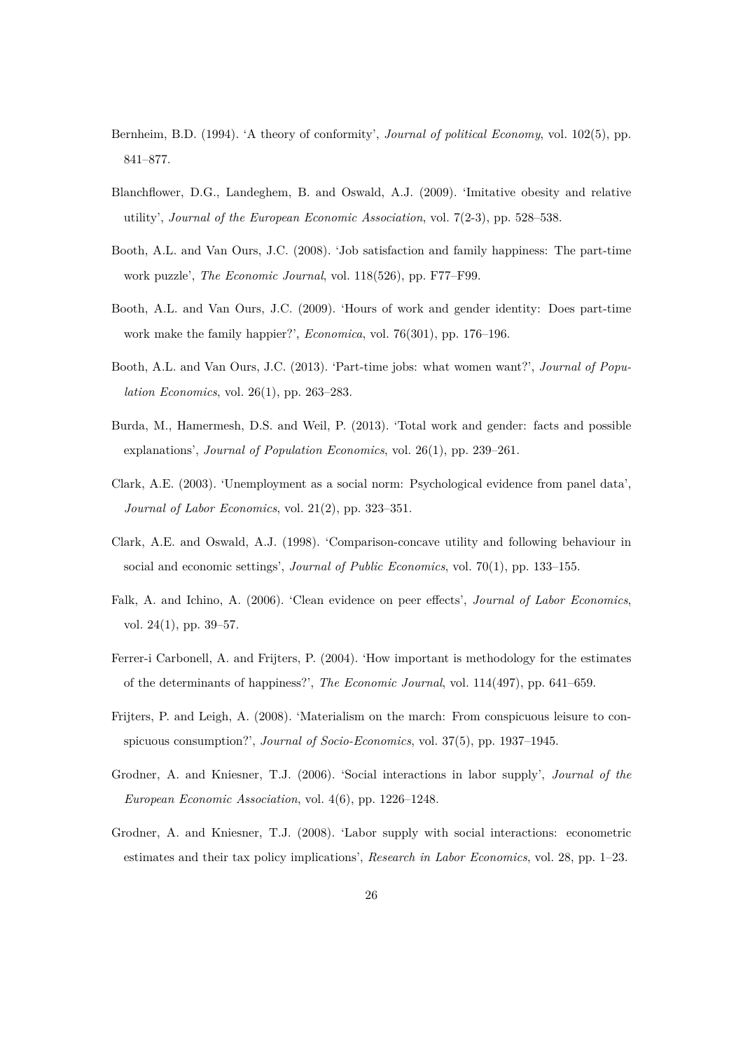Bernheim, B.D. (1994). 'A theory of conformity', *Journal of political Economy*, vol. 102(5), pp. 841–877.

Blanchflower, D.G., Landeghem, B. and Oswald, A.J. (2009). 'Imitative obesity and relative utility', *Journal of the European Economic Association*, vol. 7(2-3), pp. 528–538.

Booth, A.L. and Van Ours, J.C. (2008). 'Job satisfaction and family happiness: The part-time work puzzle', *The Economic Journal*, vol. 118(526), pp. F77–F99.

Booth, A.L. and Van Ours, J.C. (2009). 'Hours of work and gender identity: Does part-time work make the family happier?', *Economica*, vol. 76(301), pp. 176–196.

Booth, A.L. and Van Ours, J.C. (2013). 'Part-time jobs: what women want?', *Journal of Population Economics*, vol. 26(1), pp. 263–283.

Burda, M., Hamermesh, D.S. and Weil, P. (2013). 'Total work and gender: facts and possible explanations', *Journal of Population Economics*, vol. 26(1), pp. 239–261.

Clark, A.E. (2003). 'Unemployment as a social norm: Psychological evidence from panel data', *Journal of Labor Economics*, vol. 21(2), pp. 323–351.

Clark, A.E. and Oswald, A.J. (1998). 'Comparison-concave utility and following behaviour in social and economic settings', *Journal of Public Economics*, vol. 70(1), pp. 133–155.

Falk, A. and Ichino, A. (2006). 'Clean evidence on peer effects', *Journal of Labor Economics*, vol. 24(1), pp. 39–57.

Ferrer-i Carbonell, A. and Frijters, P. (2004). 'How important is methodology for the estimates of the determinants of happiness?', *The Economic Journal*, vol. 114(497), pp. 641–659.

Frijters, P. and Leigh, A. (2008). 'Materialism on the march: From conspicuous leisure to conspicuous consumption?', *Journal of Socio-Economics*, vol. 37(5), pp. 1937–1945.

Grodner, A. and Kniesner, T.J. (2006). 'Social interactions in labor supply', *Journal of the European Economic Association*, vol. 4(6), pp. 1226–1248.

Grodner, A. and Kniesner, T.J. (2008). 'Labor supply with social interactions: econometric estimates and their tax policy implications', *Research in Labor Economics*, vol. 28, pp. 1–23.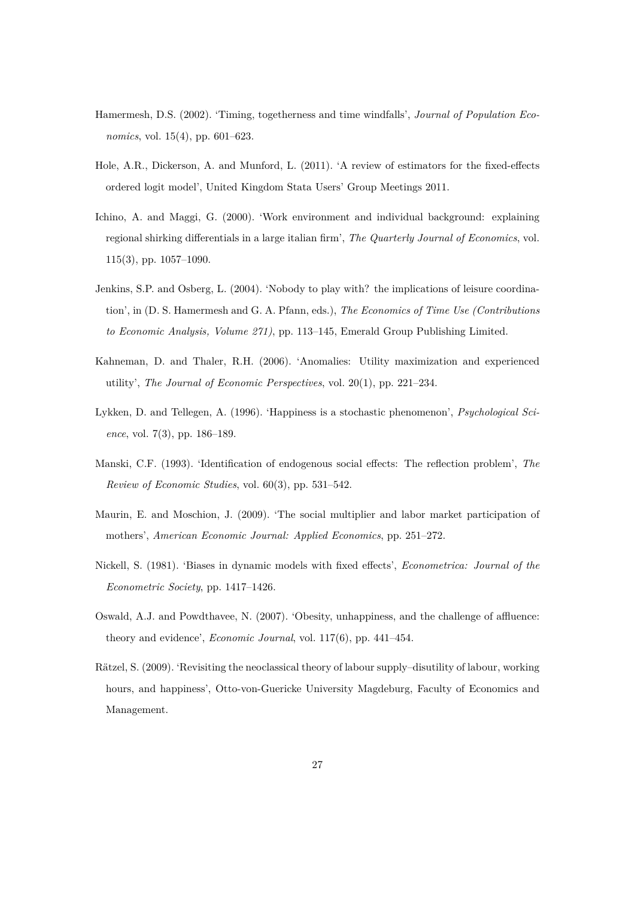Hamermesh, D.S. (2002). 'Timing, togetherness and time windfalls', *Journal of Population Economics*, vol. 15(4), pp. 601–623.

Hole, A.R., Dickerson, A. and Munford, L. (2011). 'A review of estimators for the fixed-effects ordered logit model', United Kingdom Stata Users' Group Meetings 2011.

Ichino, A. and Maggi, G. (2000). 'Work environment and individual background: explaining regional shirking differentials in a large italian firm', *The Quarterly Journal of Economics*, vol. 115(3), pp. 1057–1090.

Jenkins, S.P. and Osberg, L. (2004). 'Nobody to play with? the implications of leisure coordination', in (D. S. Hamermesh and G. A. Pfann, eds.), *The Economics of Time Use (Contributions to Economic Analysis, Volume 271)*, pp. 113–145, Emerald Group Publishing Limited.

Kahneman, D. and Thaler, R.H. (2006). 'Anomalies: Utility maximization and experienced utility', *The Journal of Economic Perspectives*, vol. 20(1), pp. 221–234.

Lykken, D. and Tellegen, A. (1996). 'Happiness is a stochastic phenomenon', *Psychological Science*, vol. 7(3), pp. 186–189.

Manski, C.F. (1993). 'Identification of endogenous social effects: The reflection problem', *The Review of Economic Studies*, vol. 60(3), pp. 531–542.

Maurin, E. and Moschion, J. (2009). 'The social multiplier and labor market participation of mothers', *American Economic Journal: Applied Economics*, pp. 251–272.

Nickell, S. (1981). 'Biases in dynamic models with fixed effects', *Econometrica: Journal of the Econometric Society*, pp. 1417–1426.

Oswald, A.J. and Powdthavee, N. (2007). 'Obesity, unhappiness, and the challenge of affluence: theory and evidence', *Economic Journal*, vol. 117(6), pp. 441–454.

Rätzel, S. (2009). 'Revisiting the neoclassical theory of labour supply–disutility of labour, working hours, and happiness', Otto-von-Guericke University Magdeburg, Faculty of Economics and Management.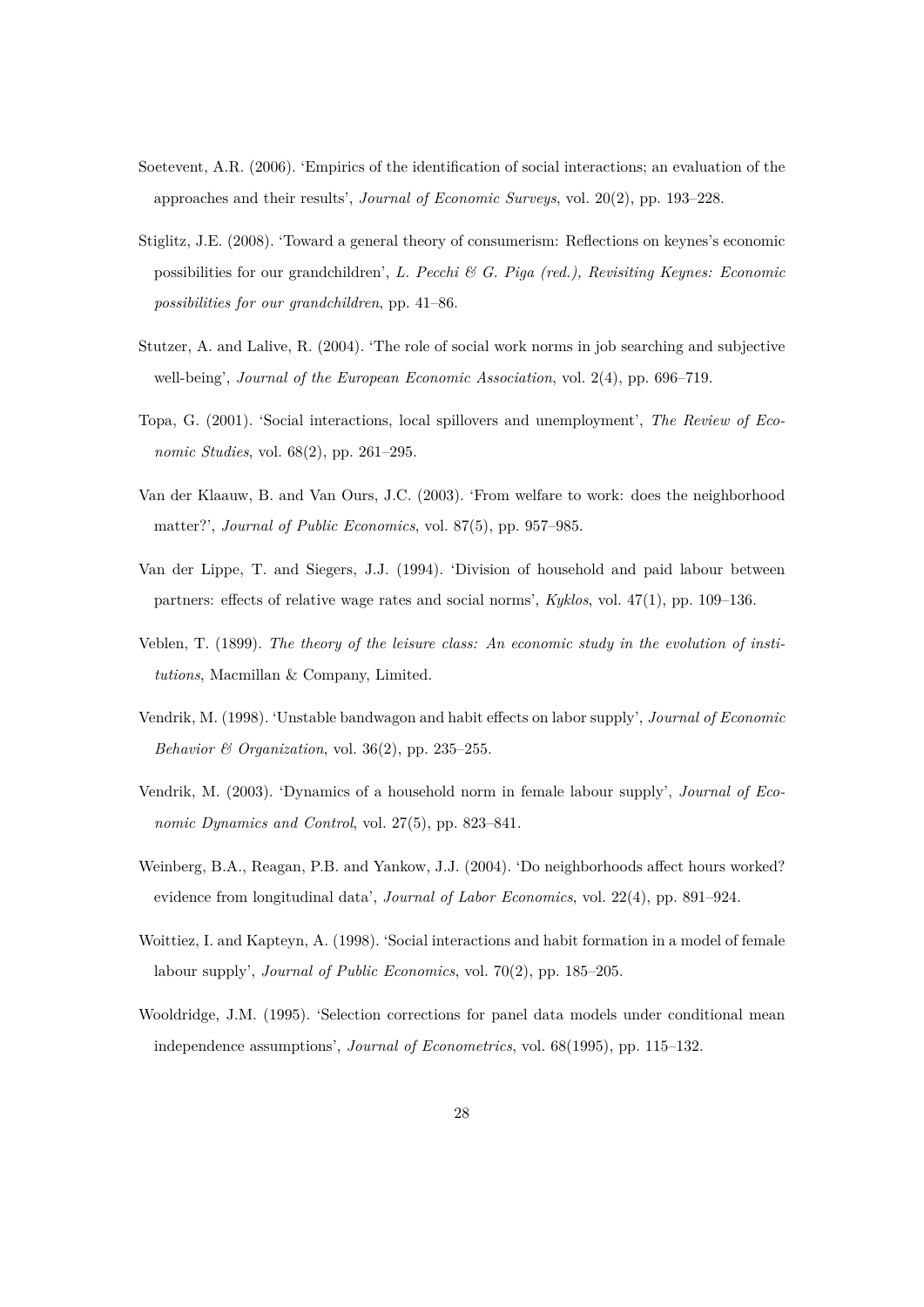Soetevent, A.R. (2006). 'Empirics of the identification of social interactions; an evaluation of the approaches and their results', *Journal of Economic Surveys*, vol. 20(2), pp. 193–228.

Stiglitz, J.E. (2008). 'Toward a general theory of consumerism: Reflections on keynes's economic possibilities for our grandchildren', *L. Pecchi & G. Piga (red.), Revisiting Keynes: Economic possibilities for our grandchildren*, pp. 41–86.

Stutzer, A. and Lalive, R. (2004). 'The role of social work norms in job searching and subjective well-being', *Journal of the European Economic Association*, vol. 2(4), pp. 696–719.

Topa, G. (2001). 'Social interactions, local spillovers and unemployment', *The Review of Economic Studies*, vol. 68(2), pp. 261–295.

Van der Klaauw, B. and Van Ours, J.C. (2003). 'From welfare to work: does the neighborhood matter?', *Journal of Public Economics*, vol. 87(5), pp. 957–985.

Van der Lippe, T. and Siegers, J.J. (1994). 'Division of household and paid labour between partners: effects of relative wage rates and social norms', *Kyklos*, vol. 47(1), pp. 109–136.

Veblen, T. (1899). *The theory of the leisure class: An economic study in the evolution of institutions*, Macmillan & Company, Limited.

Vendrik, M. (1998). 'Unstable bandwagon and habit effects on labor supply', *Journal of Economic Behavior & Organization*, vol. 36(2), pp. 235–255.

Vendrik, M. (2003). 'Dynamics of a household norm in female labour supply', *Journal of Economic Dynamics and Control*, vol. 27(5), pp. 823–841.

Weinberg, B.A., Reagan, P.B. and Yankow, J.J. (2004). 'Do neighborhoods affect hours worked? evidence from longitudinal data', *Journal of Labor Economics*, vol. 22(4), pp. 891–924.

Woittiez, I. and Kapteyn, A. (1998). 'Social interactions and habit formation in a model of female labour supply', *Journal of Public Economics*, vol. 70(2), pp. 185–205.

Wooldridge, J.M. (1995). 'Selection corrections for panel data models under conditional mean independence assumptions', *Journal of Econometrics*, vol. 68(1995), pp. 115–132.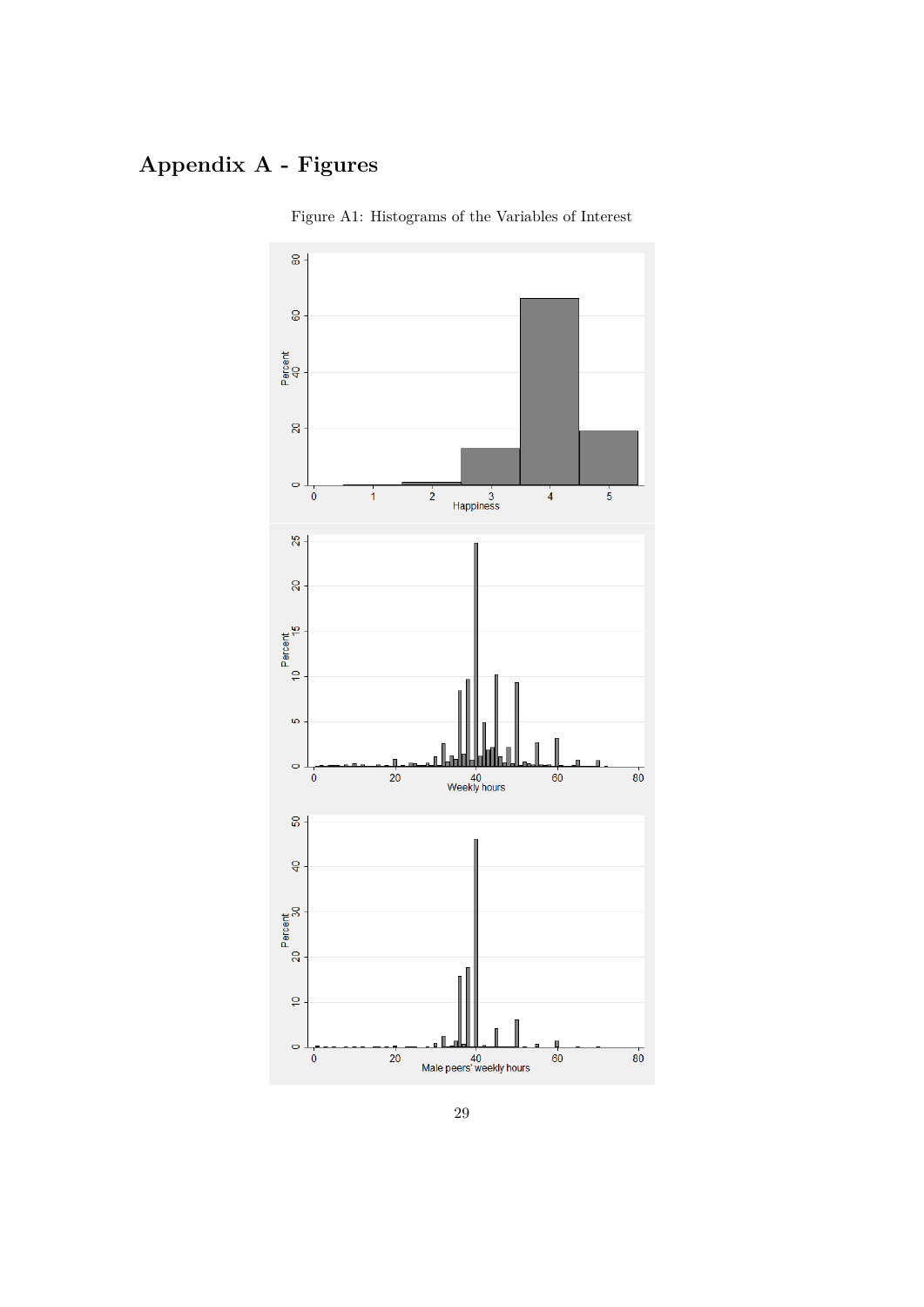# Appendix A - Figures

Figure A1: Histograms of the Variables of Interest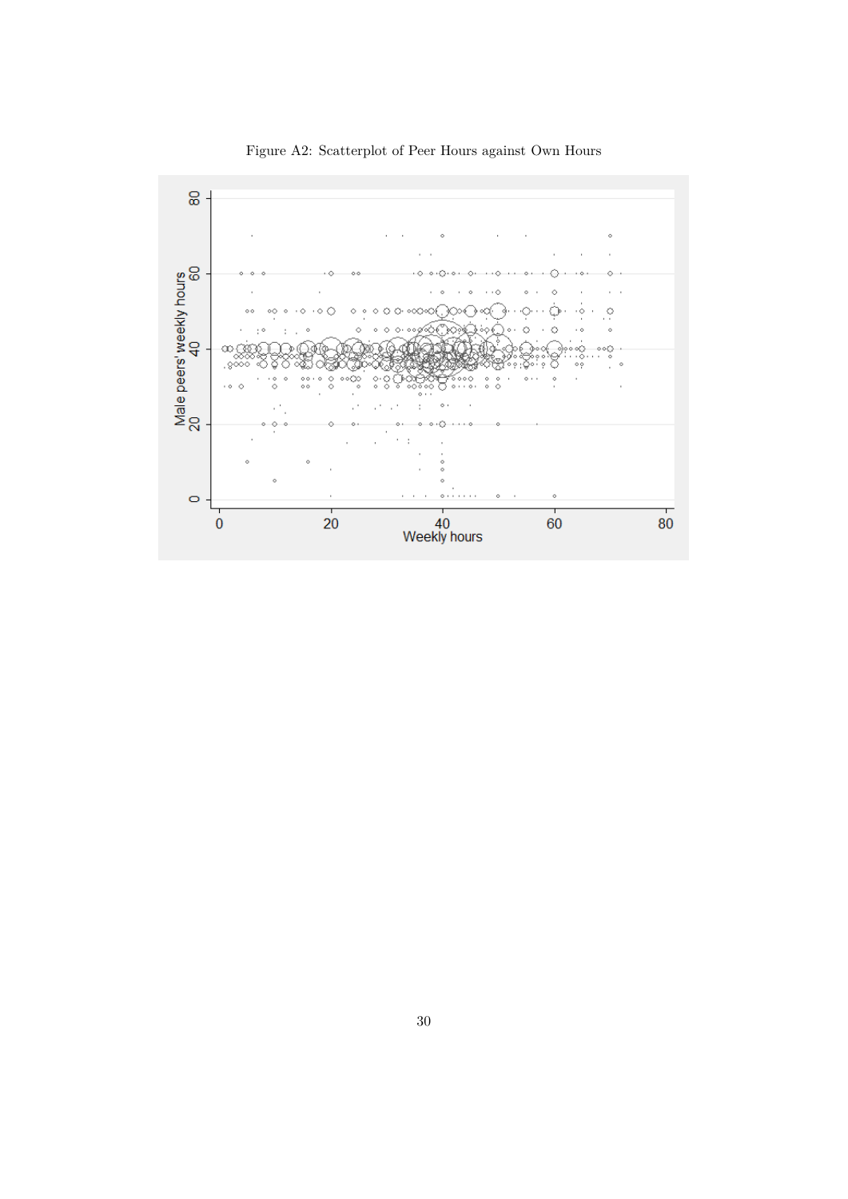Figure A2: Scatterplot of Peer Hours against Own Hours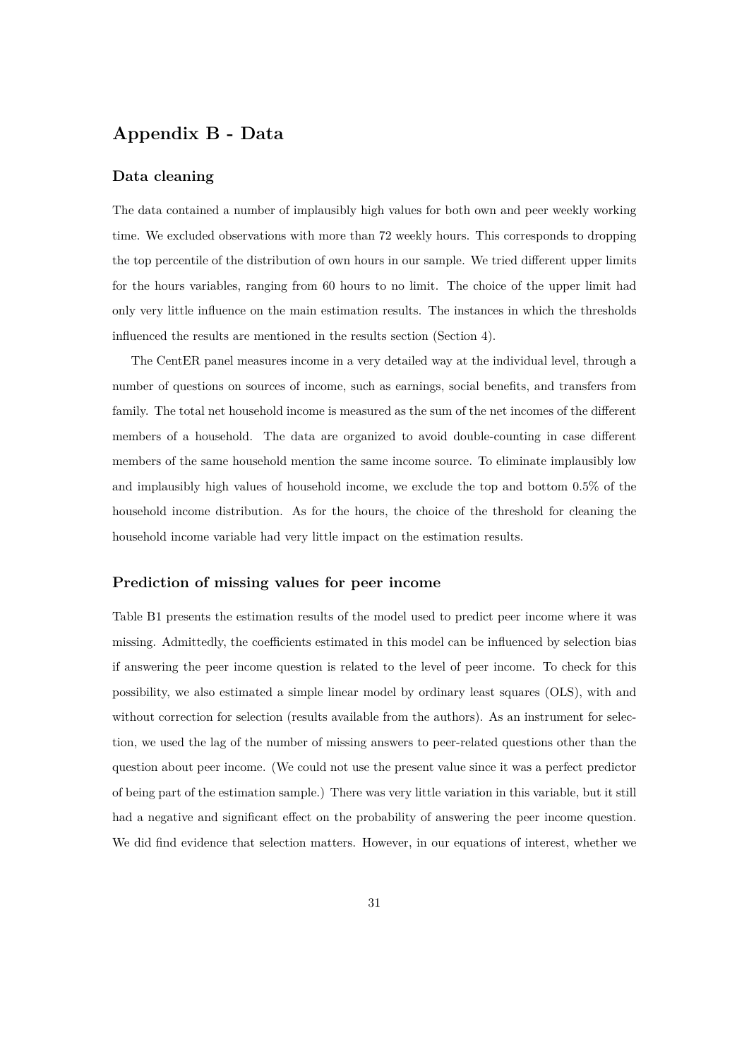# Appendix B - Data

## Data cleaning

The data contained a number of implausibly high values for both own and peer weekly working time. We excluded observations with more than 72 weekly hours. This corresponds to dropping the top percentile of the distribution of own hours in our sample. We tried different upper limits for the hours variables, ranging from 60 hours to no limit. The choice of the upper limit had only very little influence on the main estimation results. The instances in which the thresholds influenced the results are mentioned in the results section (Section 4).

The CentER panel measures income in a very detailed way at the individual level, through a number of questions on sources of income, such as earnings, social benefits, and transfers from family. The total net household income is measured as the sum of the net incomes of the different members of a household. The data are organized to avoid double-counting in case different members of the same household mention the same income source. To eliminate implausibly low and implausibly high values of household income, we exclude the top and bottom 0.5% of the household income distribution. As for the hours, the choice of the threshold for cleaning the household income variable had very little impact on the estimation results.

## Prediction of missing values for peer income

Table B1 presents the estimation results of the model used to predict peer income where it was missing. Admittedly, the coefficients estimated in this model can be influenced by selection bias if answering the peer income question is related to the level of peer income. To check for this possibility, we also estimated a simple linear model by ordinary least squares (OLS), with and without correction for selection (results available from the authors). As an instrument for selection, we used the lag of the number of missing answers to peer-related questions other than the question about peer income. (We could not use the present value since it was a perfect predictor of being part of the estimation sample.) There was very little variation in this variable, but it still had a negative and significant effect on the probability of answering the peer income question. We did find evidence that selection matters. However, in our equations of interest, whether we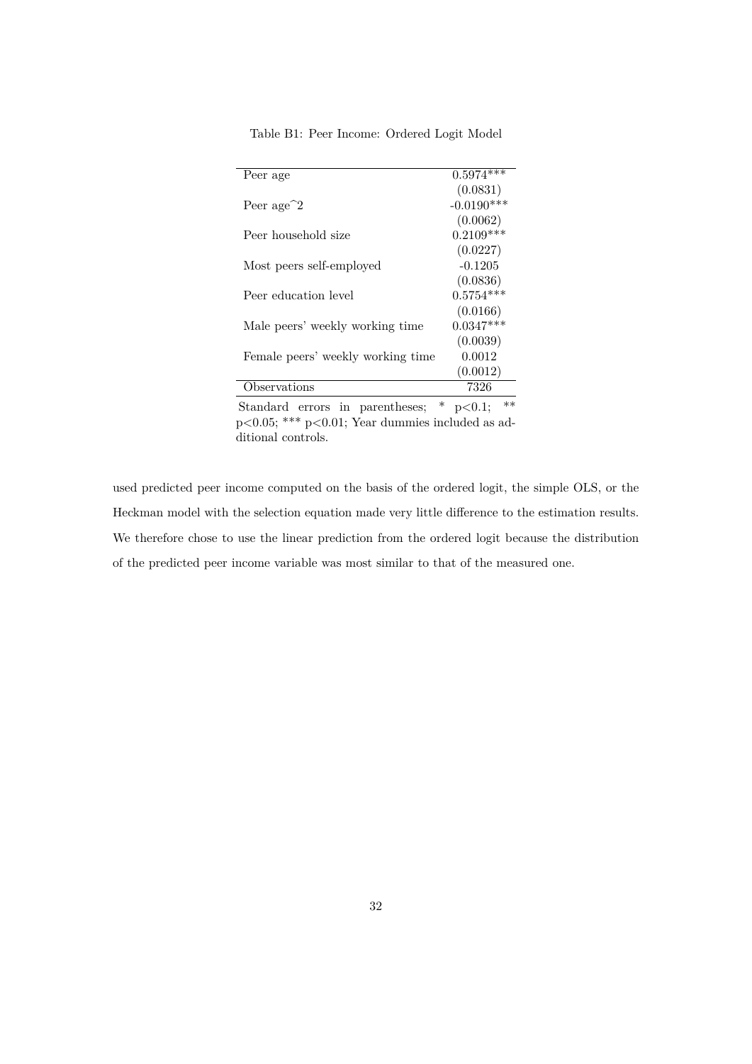Table B1: Peer Income: Ordered Logit Model

| | |
|---|---|
| Peer age | 0.5974*** |
| | (0.0831) |
| Peer age^2 | -0.0190*** |
| | (0.0062) |
| Peer household size | 0.2109*** |
| | (0.0227) |
| Most peers self-employed | -0.1205 |
| | (0.0836) |
| Peer education level | 0.5754*** |
| | (0.0166) |
| Male peers' weekly working time | 0.0347*** |
| | (0.0039) |
| Female peers' weekly working time | 0.0012 |
| | (0.0012) |
| Observations | 7326 |

Standard errors in parentheses; * p<0.1; ** p<0.05; *** p<0.01; Year dummies included as additional controls.

used predicted peer income computed on the basis of the ordered logit, the simple OLS, or the Heckman model with the selection equation made very little difference to the estimation results. We therefore chose to use the linear prediction from the ordered logit because the distribution of the predicted peer income variable was most similar to that of the measured one.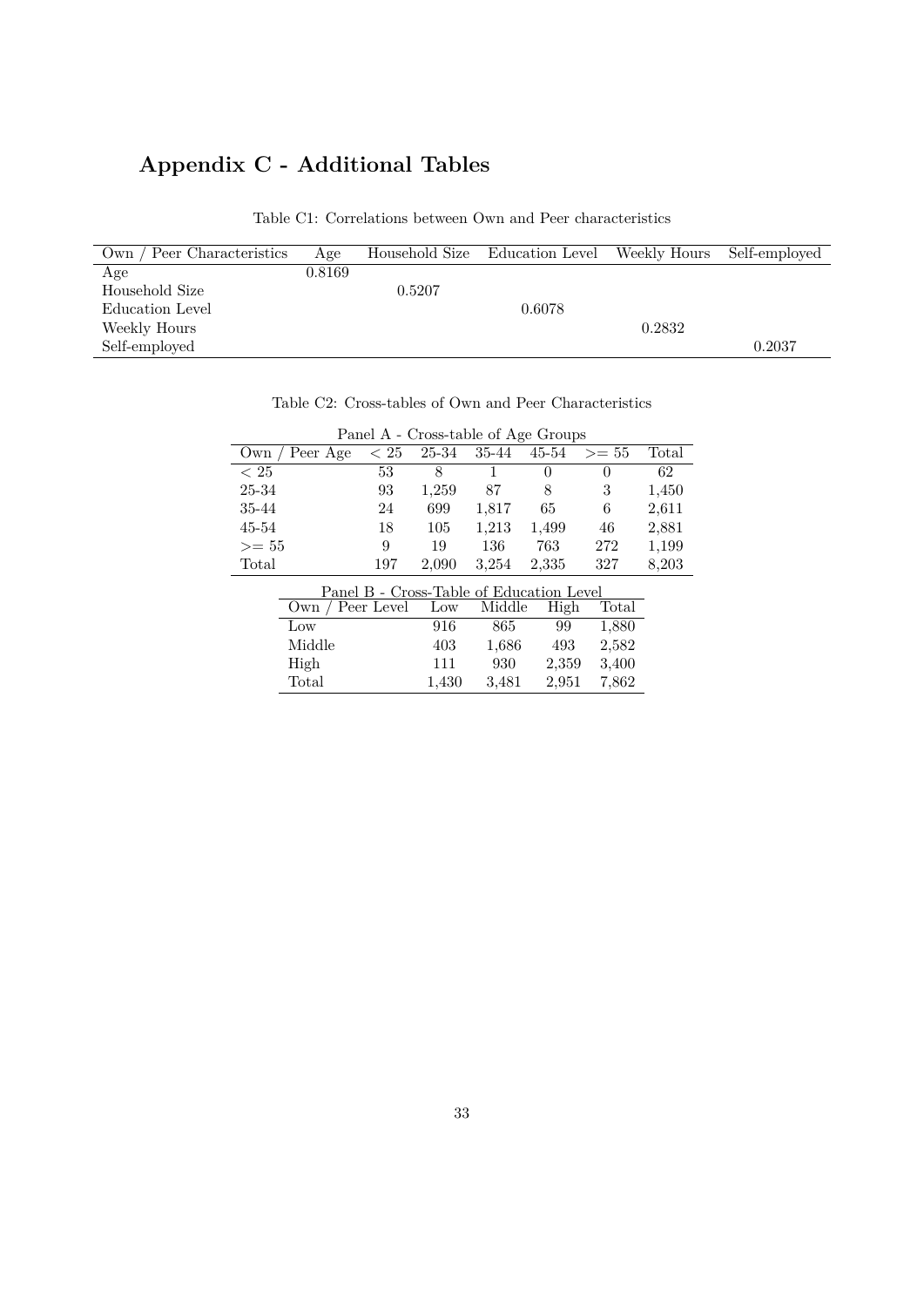# Appendix C - Additional Tables

Table C1: Correlations between Own and Peer characteristics

| Own / Peer Characteristics | Age | Household Size | Education Level | Weekly Hours | Self-employed |
|---|---|---|---|---|---|
| Age | 0.8169 | | | | |
| Household Size | | 0.5207 | | | |
| Education Level | | | 0.6078 | | |
| Weekly Hours | | | | 0.2832 | |
| Self-employed | | | | | 0.2037 |

Table C2: Cross-tables of Own and Peer Characteristics

Panel A - Cross-table of Age Groups

| Own / Peer Age | $< 25$ | 25-34 | 35-44 | 45-54 | $>= 55$ | Total |
|---|---|---|---|---|---|---|
| $< 25$ | 53 | 8 | 1 | 0 | 0 | 62 |
| 25-34 | 93 | 1,259 | 87 | 8 | 3 | 1,450 |
| 35-44 | 24 | 699 | 1,817 | 65 | 6 | 2,611 |
| 45-54 | 18 | 105 | 1,213 | 1,499 | 46 | 2,881 |
| $>= 55$ | 9 | 19 | 136 | 763 | 272 | 1,199 |
| Total | 197 | 2,090 | 3,254 | 2,335 | 327 | 8,203 |

Panel B - Cross-Table of Education Level

| Own / Peer Level | Low | Middle | High | Total |
|---|---|---|---|---|
| Low | 916 | 865 | 99 | 1,880 |
| Middle | 403 | 1,686 | 493 | 2,582 |
| High | 111 | 930 | 2,359 | 3,400 |
| Total | 1,430 | 3,481 | 2,951 | 7,862 |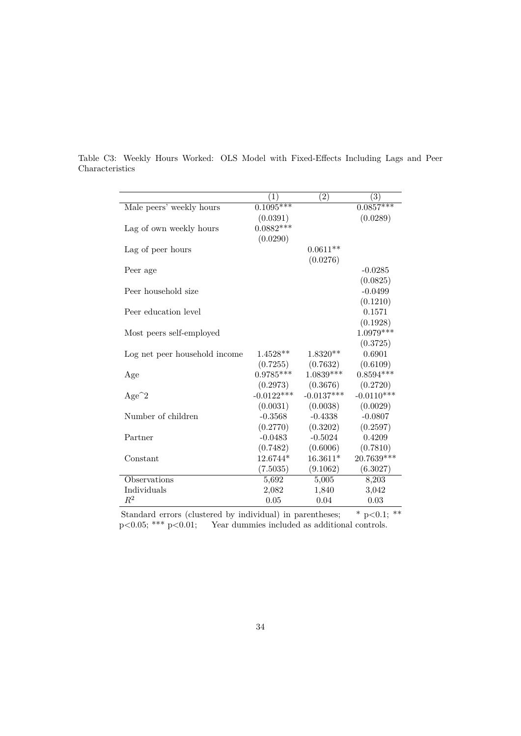Table C3: Weekly Hours Worked: OLS Model with Fixed-Effects Including Lags and Peer Characteristics

| | (1) | (2) | (3) |
|---|---|---|---|
| Male peers' weekly hours | 0.1095*** | | 0.0857*** |
| | (0.0391) | | (0.0289) |
| Lag of own weekly hours | 0.0882*** | | |
| | (0.0290) | | |
| Lag of peer hours | | 0.0611** | |
| | | (0.0276) | |
| Peer age | | | -0.0285 |
| | | | (0.0825) |
| Peer household size | | | -0.0499 |
| | | | (0.1210) |
| Peer education level | | | 0.1571 |
| | | | (0.1928) |
| Most peers self-employed | | | 1.0979*** |
| | | | (0.3725) |
| Log net peer household income | 1.4528** | 1.8320** | 0.6901 |
| | (0.7255) | (0.7632) | (0.6109) |
| Age | 0.9785*** | 1.0839*** | 0.8594*** |
| | (0.2973) | (0.3676) | (0.2720) |
| Age^2 | -0.0122*** | -0.0137*** | -0.0110*** |
| | (0.0031) | (0.0038) | (0.0029) |
| Number of children | -0.3568 | -0.4338 | -0.0807 |
| | (0.2770) | (0.3202) | (0.2597) |
| Partner | -0.0483 | -0.5024 | 0.4209 |
| | (0.7482) | (0.6006) | (0.7810) |
| Constant | 12.6744* | 16.3611* | 20.7639*** |
| | (7.5035) | (9.1062) | (6.3027) |
| Observations | 5,692 | 5,005 | 8,203 |
| Individuals | 2,082 | 1,840 | 3,042 |
| $R^2$ | 0.05 | 0.04 | 0.03 |

Standard errors (clustered by individual) in parentheses; * p<0.1; ** p<0.05; *** p<0.01; Year dummies included as additional controls.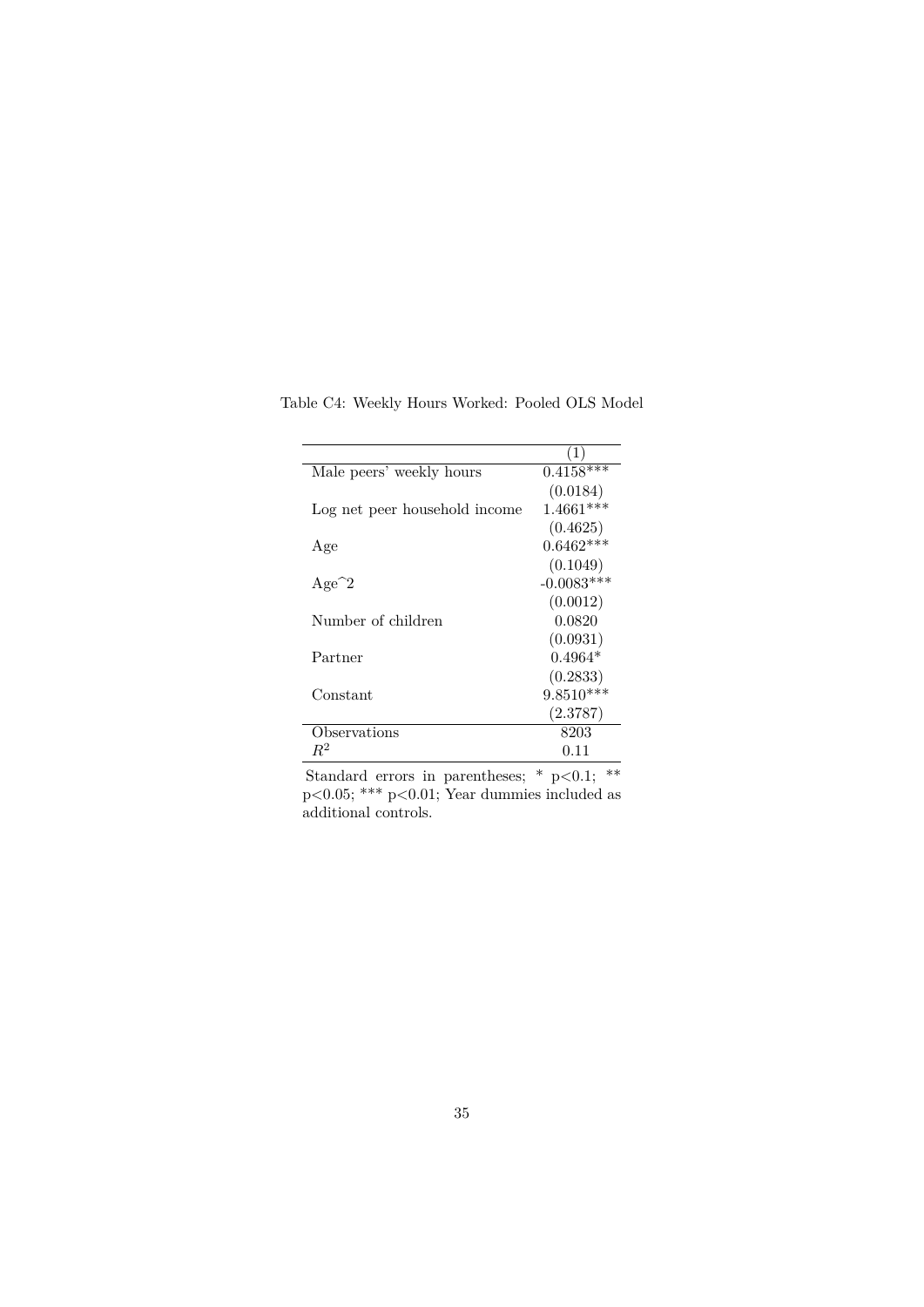Table C4: Weekly Hours Worked: Pooled OLS Model

| | (1) |
|---|---|
| Male peers' weekly hours | 0.4158*** |
| | (0.0184) |
| Log net peer household income | 1.4661*** |
| | (0.4625) |
| Age | 0.6462*** |
| | (0.1049) |
| Age^2 | -0.0083*** |
| | (0.0012) |
| Number of children | 0.0820 |
| | (0.0931) |
| Partner | 0.4964* |
| | (0.2833) |
| Constant | 9.8510*** |
| | (2.3787) |
| Observations | 8203 |
| $R^2$ | 0.11 |

Standard errors in parentheses; * p<0.1; ** p<0.05; *** p<0.01; Year dummies included as additional controls.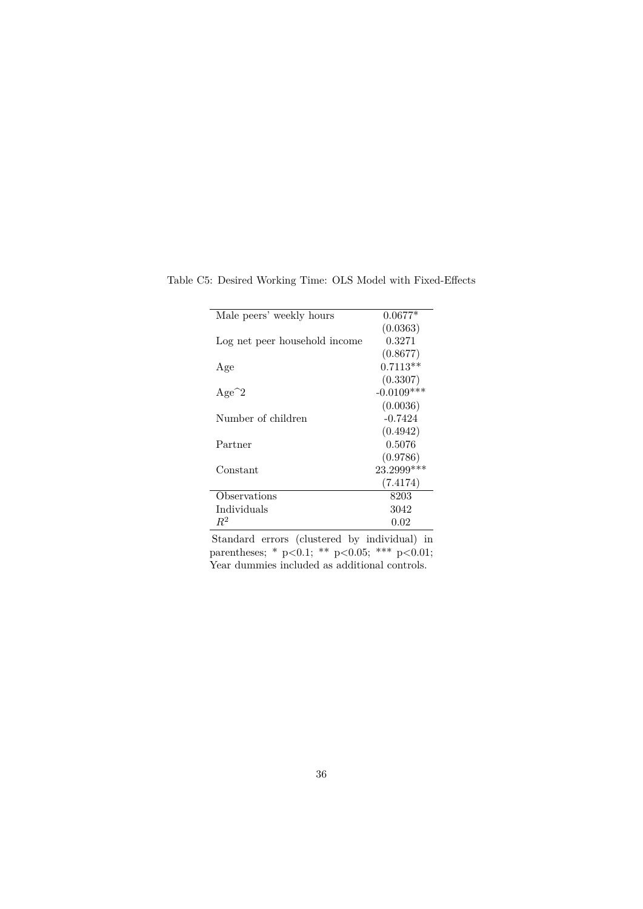Table C5: Desired Working Time: OLS Model with Fixed-Effects

| | |
|---|---|
| Male peers' weekly hours | 0.0677* |
| | (0.0363) |
| Log net peer household income | 0.3271 |
| | (0.8677) |
| Age | 0.7113** |
| | (0.3307) |
| Age^2 | -0.0109*** |
| | (0.0036) |
| Number of children | -0.7424 |
| | (0.4942) |
| Partner | 0.5076 |
| | (0.9786) |
| Constant | 23.2999*** |
| | (7.4174) |
| Observations | 8203 |
| Individuals | 3042 |
| $R^2$ | 0.02 |

Standard errors (clustered by individual) in parentheses; * p<0.1; ** p<0.05; *** p<0.01; Year dummies included as additional controls.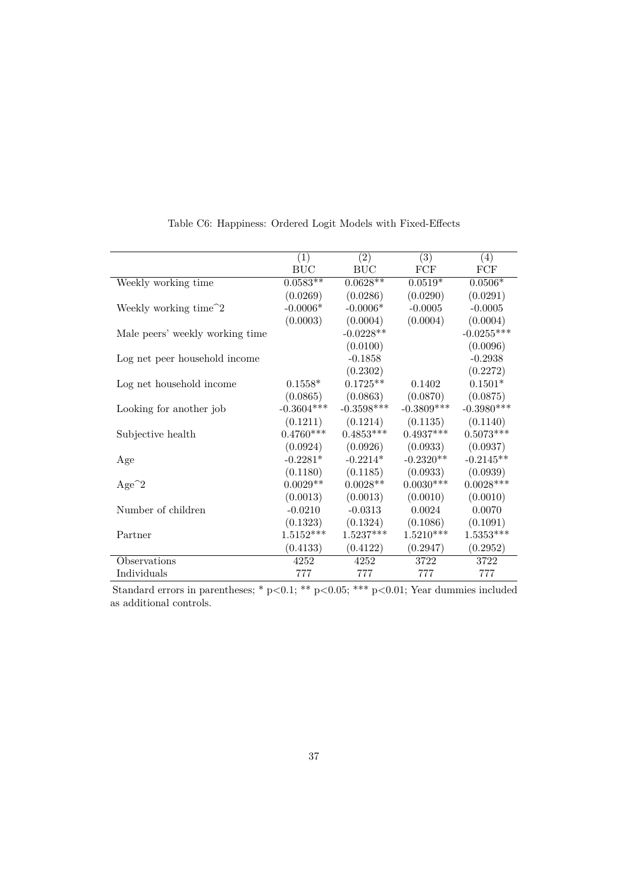Table C6: Happiness: Ordered Logit Models with Fixed-Effects

| | (1) | (2) | (3) | (4) |
|---|---|---|---|---|
| | BUC | BUC | FCF | FCF |
| Weekly working time | 0.0583** | 0.0628** | 0.0519* | 0.0506* |
| | (0.0269) | (0.0286) | (0.0290) | (0.0291) |
| Weekly working time^2 | -0.0006* | -0.0006* | -0.0005 | -0.0005 |
| | (0.0003) | (0.0004) | (0.0004) | (0.0004) |
| Male peers' weekly working time | | -0.0228** | | -0.0255*** |
| | | (0.0100) | | (0.0096) |
| Log net peer household income | | -0.1858 | | -0.2938 |
| | | (0.2302) | | (0.2272) |
| Log net household income | 0.1558* | 0.1725** | 0.1402 | 0.1501* |
| | (0.0865) | (0.0863) | (0.0870) | (0.0875) |
| Looking for another job | -0.3604*** | -0.3598*** | -0.3809*** | -0.3980*** |
| | (0.1211) | (0.1214) | (0.1135) | (0.1140) |
| Subjective health | 0.4760*** | 0.4853*** | 0.4937*** | 0.5073*** |
| | (0.0924) | (0.0926) | (0.0933) | (0.0937) |
| Age | -0.2281* | -0.2214* | -0.2320** | -0.2145** |
| | (0.1180) | (0.1185) | (0.0933) | (0.0939) |
| Age^2 | 0.0029** | 0.0028** | 0.0030*** | 0.0028*** |
| | (0.0013) | (0.0013) | (0.0010) | (0.0010) |
| Number of children | -0.0210 | -0.0313 | 0.0024 | 0.0070 |
| | (0.1323) | (0.1324) | (0.1086) | (0.1091) |
| Partner | 1.5152*** | 1.5237*** | 1.5210*** | 1.5353*** |
| | (0.4133) | (0.4122) | (0.2947) | (0.2952) |
| Observations | 4252 | 4252 | 3722 | 3722 |
| Individuals | 777 | 777 | 777 | 777 |

Standard errors in parentheses; * p<0.1; ** p<0.05; *** p<0.01; Year dummies included as additional controls.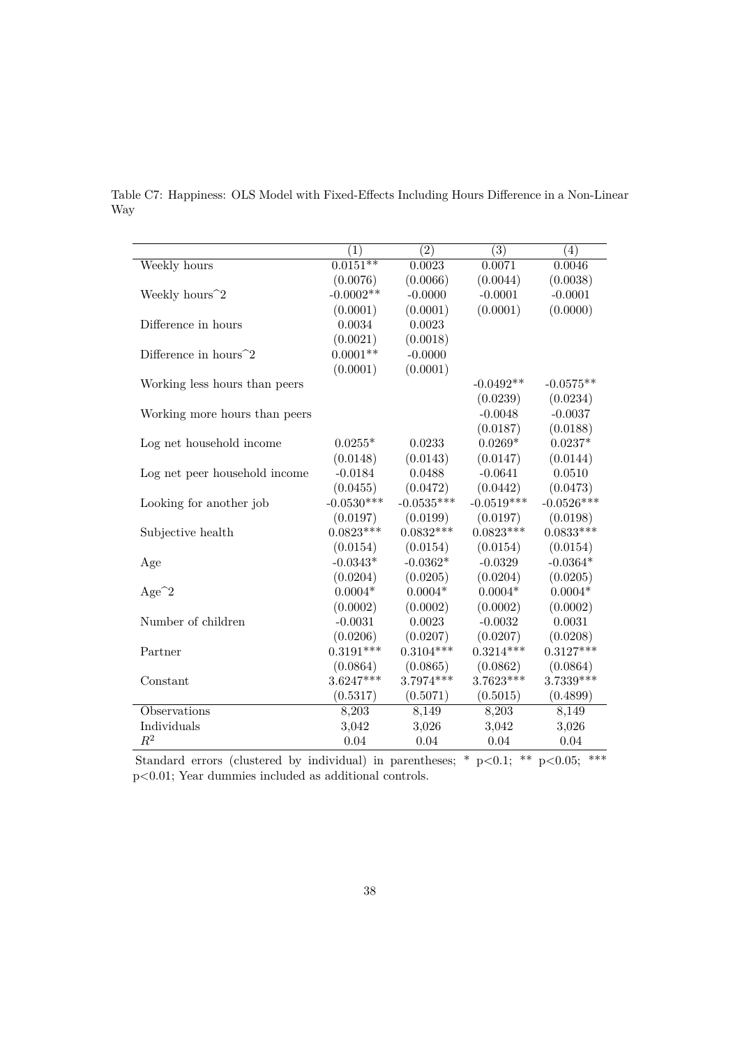Table C7: Happiness: OLS Model with Fixed-Effects Including Hours Difference in a Non-Linear Way

| | (1) | (2) | (3) | (4) |
|---|---|---|---|---|
| Weekly hours | 0.0151** | 0.0023 | 0.0071 | 0.0046 |
| | (0.0076) | (0.0066) | (0.0044) | (0.0038) |
| Weekly hours^2 | -0.0002** | -0.0000 | -0.0001 | -0.0001 |
| | (0.0001) | (0.0001) | (0.0001) | (0.0000) |
| Difference in hours | 0.0034 | 0.0023 | | |
| | (0.0021) | (0.0018) | | |
| Difference in hours^2 | 0.0001** | -0.0000 | | |
| | (0.0001) | (0.0001) | | |
| Working less hours than peers | | | -0.0492** | -0.0575** |
| | | | (0.0239) | (0.0234) |
| Working more hours than peers | | | -0.0048 | -0.0037 |
| | | | (0.0187) | (0.0188) |
| Log net household income | 0.0255* | 0.0233 | 0.0269* | 0.0237* |
| | (0.0148) | (0.0143) | (0.0147) | (0.0144) |
| Log net peer household income | -0.0184 | 0.0488 | -0.0641 | 0.0510 |
| | (0.0455) | (0.0472) | (0.0442) | (0.0473) |
| Looking for another job | -0.0530*** | -0.0535*** | -0.0519*** | -0.0526*** |
| | (0.0197) | (0.0199) | (0.0197) | (0.0198) |
| Subjective health | 0.0823*** | 0.0832*** | 0.0823*** | 0.0833*** |
| | (0.0154) | (0.0154) | (0.0154) | (0.0154) |
| Age | -0.0343* | -0.0362* | -0.0329 | -0.0364* |
| | (0.0204) | (0.0205) | (0.0204) | (0.0205) |
| Age^2 | 0.0004* | 0.0004* | 0.0004* | 0.0004* |
| | (0.0002) | (0.0002) | (0.0002) | (0.0002) |
| Number of children | -0.0031 | 0.0023 | -0.0032 | 0.0031 |
| | (0.0206) | (0.0207) | (0.0207) | (0.0208) |
| Partner | 0.3191*** | 0.3104*** | 0.3214*** | 0.3127*** |
| | (0.0864) | (0.0865) | (0.0862) | (0.0864) |
| Constant | 3.6247*** | 3.7974*** | 3.7623*** | 3.7339*** |
| | (0.5317) | (0.5071) | (0.5015) | (0.4899) |
| Observations | 8,203 | 8,149 | 8,203 | 8,149 |
| Individuals | 3,042 | 3,026 | 3,042 | 3,026 |
| $R^2$ | 0.04 | 0.04 | 0.04 | 0.04 |

Standard errors (clustered by individual) in parentheses; * p<0.1; ** p<0.05; *** p<0.01; Year dummies included as additional controls.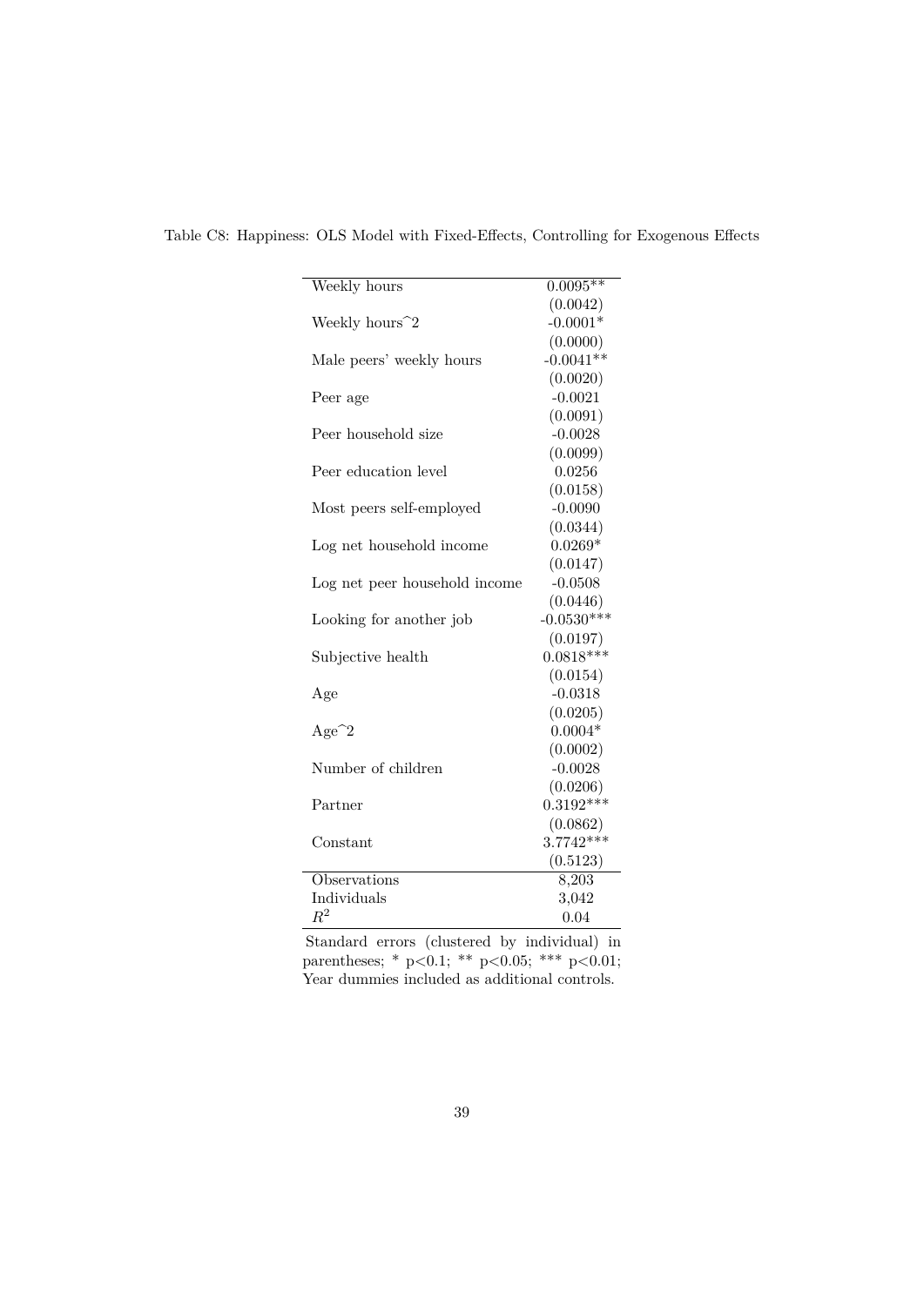Table C8: Happiness: OLS Model with Fixed-Effects, Controlling for Exogenous Effects

| | |
|---|---|
| Weekly hours | 0.0095** |
| | (0.0042) |
| Weekly hours^2 | -0.0001* |
| | (0.0000) |
| Male peers' weekly hours | -0.0041** |
| | (0.0020) |
| Peer age | -0.0021 |
| | (0.0091) |
| Peer household size | -0.0028 |
| | (0.0099) |
| Peer education level | 0.0256 |
| | (0.0158) |
| Most peers self-employed | -0.0090 |
| | (0.0344) |
| Log net household income | 0.0269* |
| | (0.0147) |
| Log net peer household income | -0.0508 |
| | (0.0446) |
| Looking for another job | -0.0530*** |
| | (0.0197) |
| Subjective health | 0.0818*** |
| | (0.0154) |
| Age | -0.0318 |
| | (0.0205) |
| Age^2 | 0.0004* |
| | (0.0002) |
| Number of children | -0.0028 |
| | (0.0206) |
| Partner | 0.3192*** |
| | (0.0862) |
| Constant | 3.7742*** |
| | (0.5123) |
| Observations | 8,203 |
| Individuals | 3,042 |
| $R^2$ | 0.04 |

Standard errors (clustered by individual) in parentheses; * p<0.1; ** p<0.05; *** p<0.01; Year dummies included as additional controls.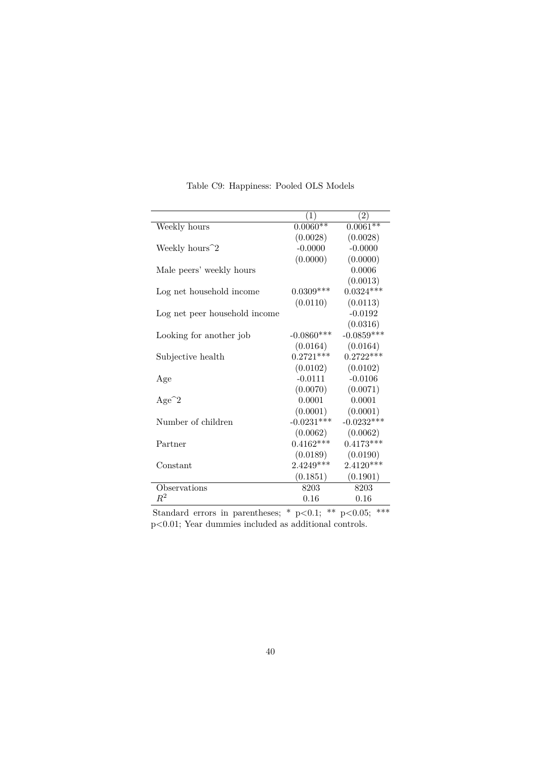Table C9: Happiness: Pooled OLS Models

| | (1) | (2) |
|---|---|---|
| Weekly hours | 0.0060** | 0.0061** |
| | (0.0028) | (0.0028) |
| Weekly hours^2 | -0.0000 | -0.0000 |
| | (0.0000) | (0.0000) |
| Male peers' weekly hours | | 0.0006 |
| | | (0.0013) |
| Log net household income | 0.0309*** | 0.0324*** |
| | (0.0110) | (0.0113) |
| Log net peer household income | | -0.0192 |
| | | (0.0316) |
| Looking for another job | -0.0860*** | -0.0859*** |
| | (0.0164) | (0.0164) |
| Subjective health | 0.2721*** | 0.2722*** |
| | (0.0102) | (0.0102) |
| Age | -0.0111 | -0.0106 |
| | (0.0070) | (0.0071) |
| Age^2 | 0.0001 | 0.0001 |
| | (0.0001) | (0.0001) |
| Number of children | -0.0231*** | -0.0232*** |
| | (0.0062) | (0.0062) |
| Partner | 0.4162*** | 0.4173*** |
| | (0.0189) | (0.0190) |
| Constant | 2.4249*** | 2.4120*** |
| | (0.1851) | (0.1901) |
| Observations | 8203 | 8203 |
| $R^2$ | 0.16 | 0.16 |

Standard errors in parentheses; * p<0.1; ** p<0.05; *** p<0.01; Year dummies included as additional controls.